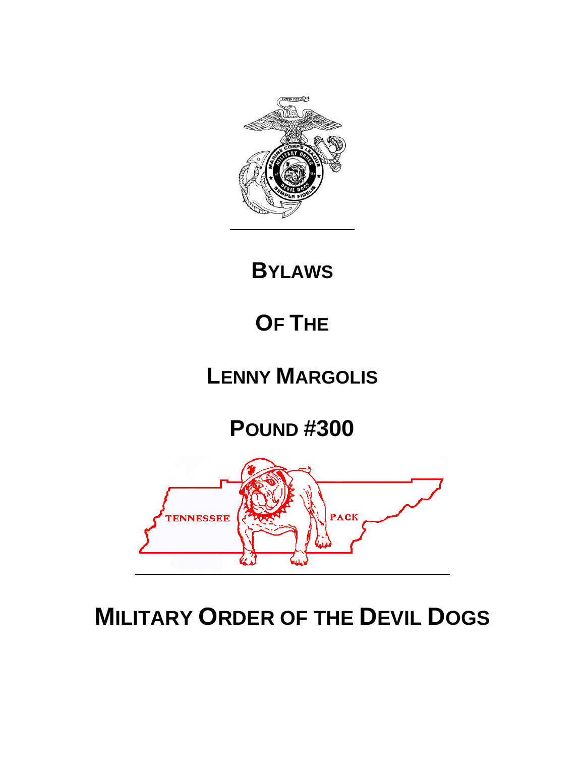# BYLAWS

# OF THE

# LENNY MARGOLIS

# POUND #300

# MILITARY ORDER OF THE DEVIL DOGS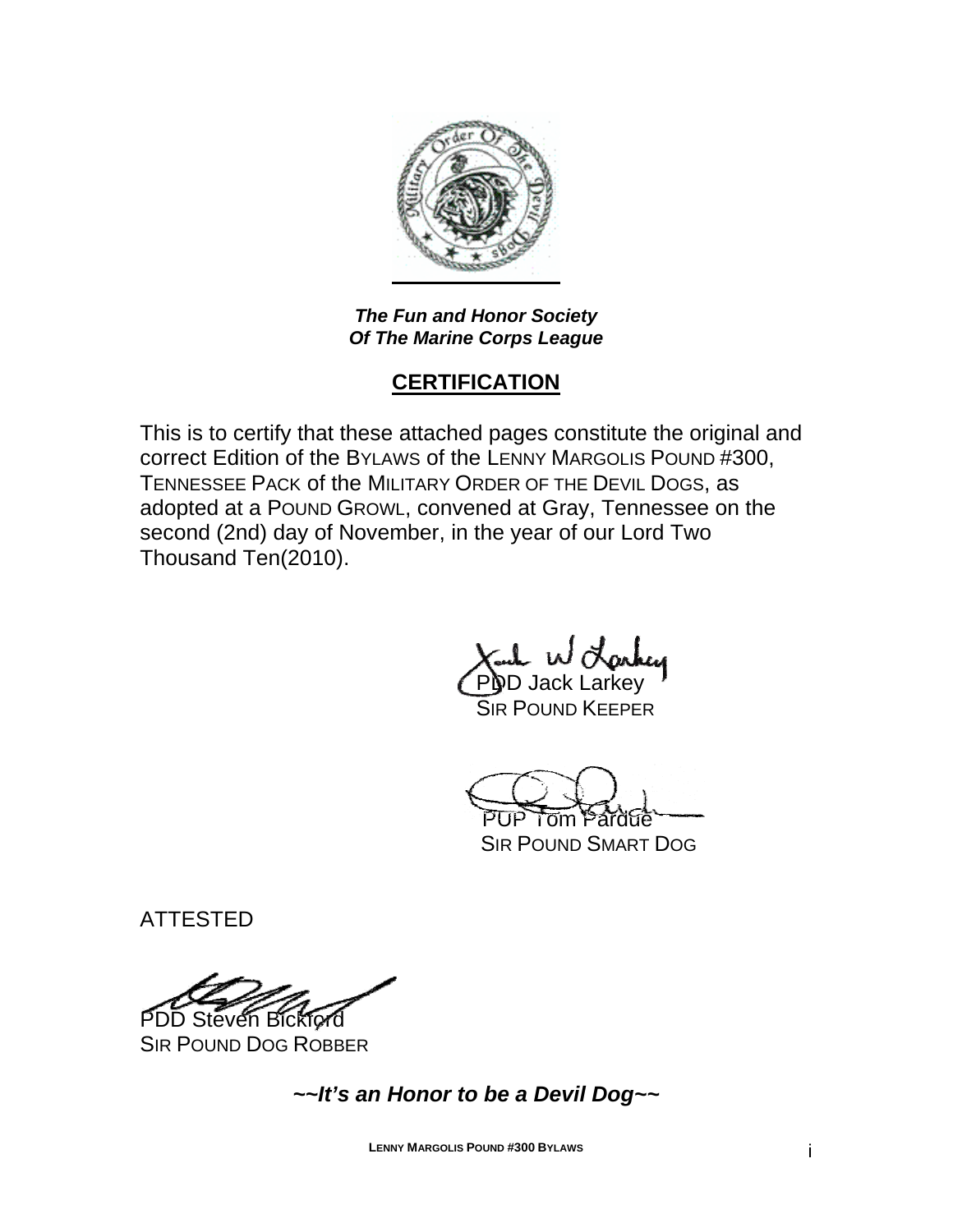***The Fun and Honor Society***
***Of The Marine Corps League***

## CERTIFICATION

This is to certify that these attached pages constitute the original and correct Edition of the BYLAWS of the LENNY MARGOLIS POUND #300, TENNESSEE PACK of the MILITARY ORDER OF THE DEVIL DOGS, as adopted at a POUND GROWL, convened at Gray, Tennessee on the second (2nd) day of November, in the year of our Lord Two Thousand Ten(2010).

PDD Jack Larkey
SIR POUND KEEPER

PUP Tom Pardue
SIR POUND SMART DOG

ATTESTED

PDD Steven Bickford
SIR POUND DOG ROBBER

***~~It's an Honor to be a Devil Dog~~***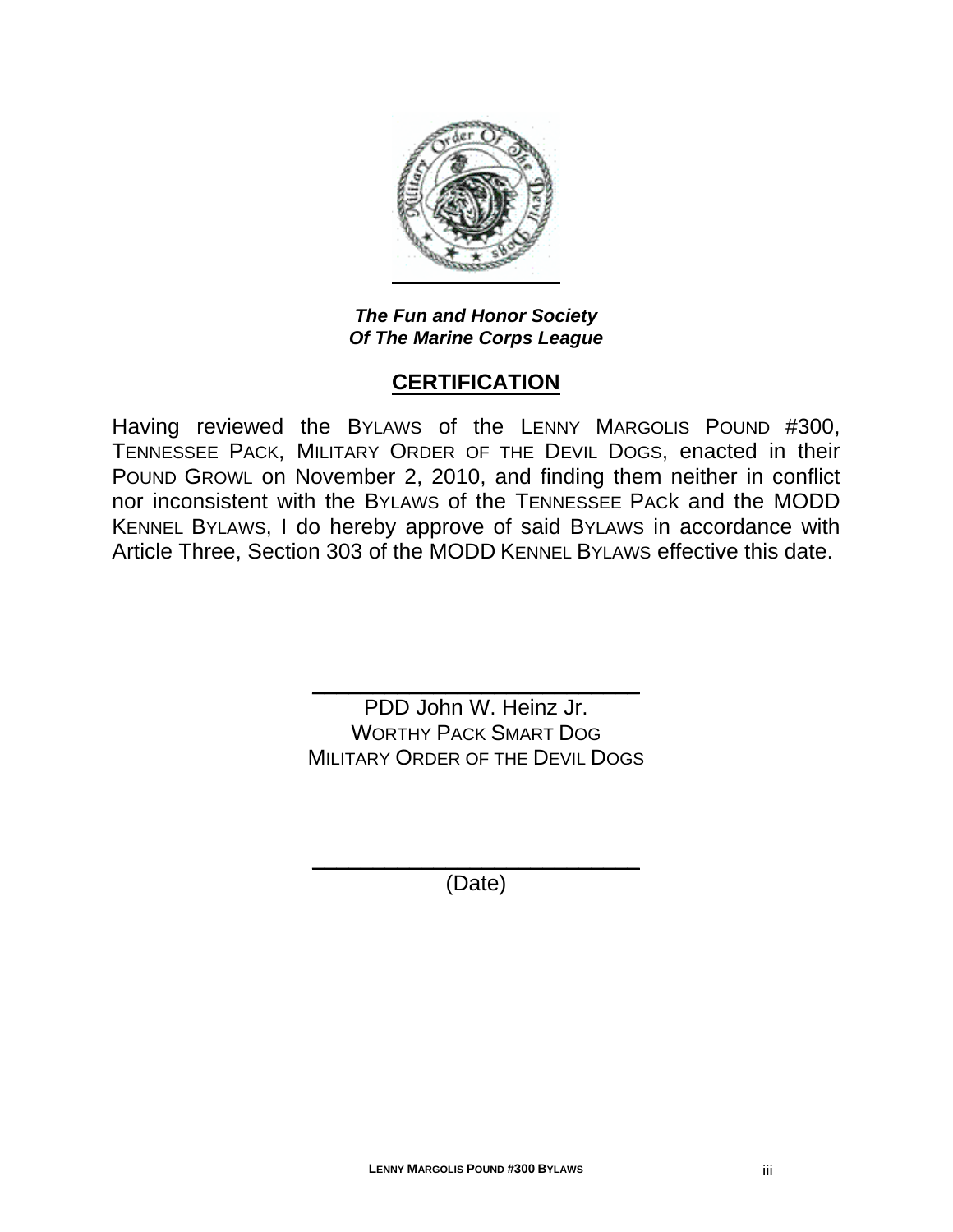*The Fun and Honor Society*
*Of The Marine Corps League*

## CERTIFICATION

Having reviewed the BYLAWS of the LENNY MARGOLIS POUND #300, TENNESSEE PACK, MILITARY ORDER OF THE DEVIL DOGS, enacted in their POUND GROWL on November 2, 2010, and finding them neither in conflict nor inconsistent with the BYLAWS of the TENNESSEE PACK and the MODD KENNEL BYLAWS, I do hereby approve of said BYLAWS in accordance with Article Three, Section 303 of the MODD KENNEL BYLAWS effective this date.

\_\_\_\_\_\_\_\_\_\_\_\_\_\_\_\_\_\_\_\_\_\_\_\_\_\_\_\_
PDD John W. Heinz Jr.
WORTHY PACK SMART DOG
MILITARY ORDER OF THE DEVIL DOGS

\_\_\_\_\_\_\_\_\_\_\_\_\_\_\_\_\_\_\_\_\_\_\_\_\_\_\_\_
(Date)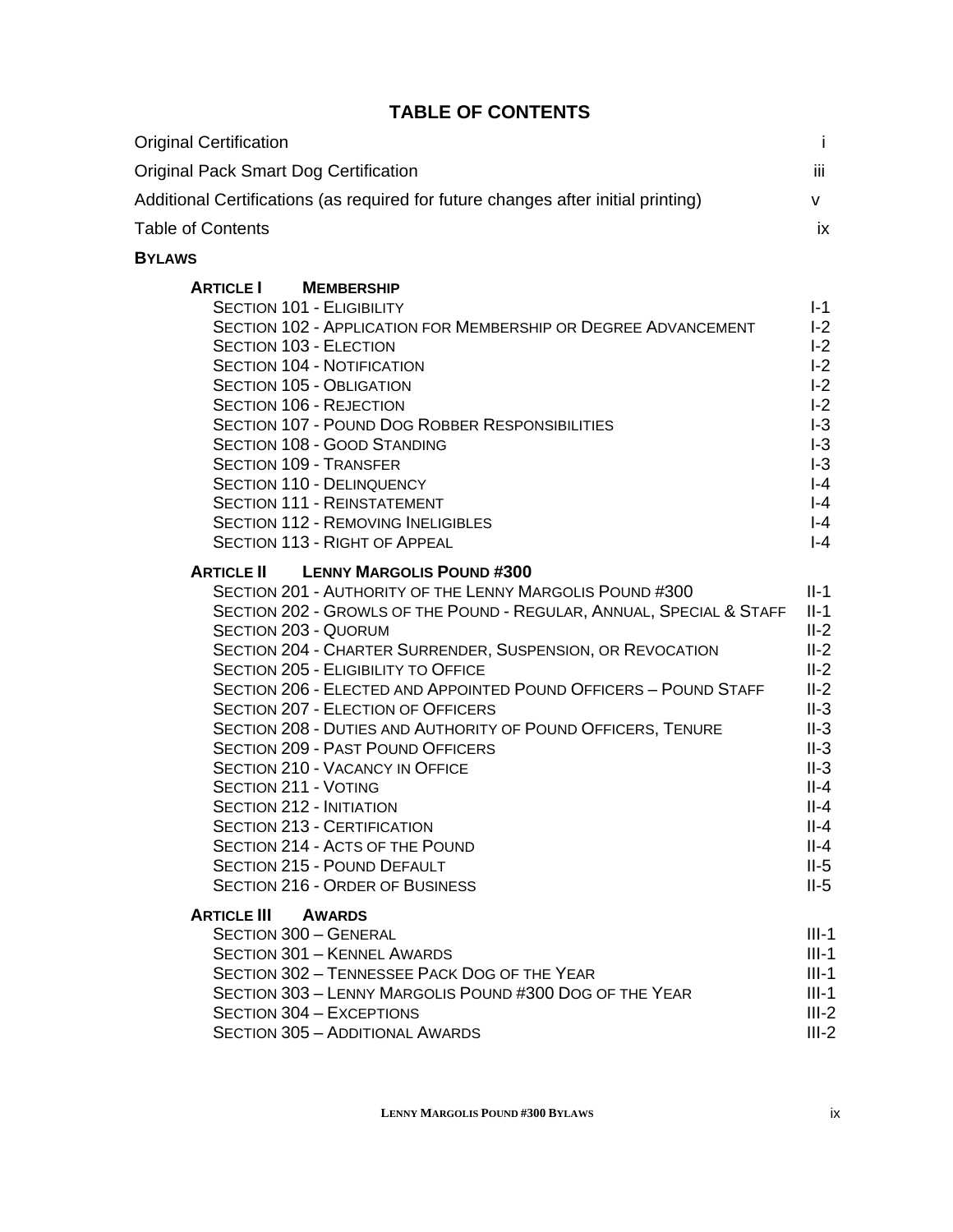# TABLE OF CONTENTS

| | |
|---|---|
| Original Certification | i |
| Original Pack Smart Dog Certification | iii |
| Additional Certifications (as required for future changes after initial printing) | v |
| Table of Contents | ix |

**BYLAWS**

**ARTICLE I MEMBERSHIP**

| | |
|---|---|
| SECTION 101 - ELIGIBILITY | I-1 |
| SECTION 102 - APPLICATION FOR MEMBERSHIP OR DEGREE ADVANCEMENT | I-2 |
| SECTION 103 - ELECTION | I-2 |
| SECTION 104 - NOTIFICATION | I-2 |
| SECTION 105 - OBLIGATION | I-2 |
| SECTION 106 - REJECTION | I-2 |
| SECTION 107 - POUND DOG ROBBER RESPONSIBILITIES | I-3 |
| SECTION 108 - GOOD STANDING | I-3 |
| SECTION 109 - TRANSFER | I-3 |
| SECTION 110 - DELINQUENCY | I-4 |
| SECTION 111 - REINSTATEMENT | I-4 |
| SECTION 112 - REMOVING INELIGIBLES | I-4 |
| SECTION 113 - RIGHT OF APPEAL | I-4 |

**ARTICLE II LENNY MARGOLIS POUND #300**

| | |
|---|---|
| SECTION 201 - AUTHORITY OF THE LENNY MARGOLIS POUND #300 | II-1 |
| SECTION 202 - GROWLS OF THE POUND - REGULAR, ANNUAL, SPECIAL & STAFF | II-1 |
| SECTION 203 - QUORUM | II-2 |
| SECTION 204 - CHARTER SURRENDER, SUSPENSION, OR REVOCATION | II-2 |
| SECTION 205 - ELIGIBILITY TO OFFICE | II-2 |
| SECTION 206 - ELECTED AND APPOINTED POUND OFFICERS – POUND STAFF | II-2 |
| SECTION 207 - ELECTION OF OFFICERS | II-3 |
| SECTION 208 - DUTIES AND AUTHORITY OF POUND OFFICERS, TENURE | II-3 |
| SECTION 209 - PAST POUND OFFICERS | II-3 |
| SECTION 210 - VACANCY IN OFFICE | II-3 |
| SECTION 211 - VOTING | II-4 |
| SECTION 212 - INITIATION | II-4 |
| SECTION 213 - CERTIFICATION | II-4 |
| SECTION 214 - ACTS OF THE POUND | II-4 |
| SECTION 215 - POUND DEFAULT | II-5 |
| SECTION 216 - ORDER OF BUSINESS | II-5 |

**ARTICLE III AWARDS**

| | |
|---|---|
| SECTION 300 – GENERAL | III-1 |
| SECTION 301 – KENNEL AWARDS | III-1 |
| SECTION 302 – TENNESSEE PACK DOG OF THE YEAR | III-1 |
| SECTION 303 – LENNY MARGOLIS POUND #300 DOG OF THE YEAR | III-1 |
| SECTION 304 – EXCEPTIONS | III-2 |
| SECTION 305 – ADDITIONAL AWARDS | III-2 |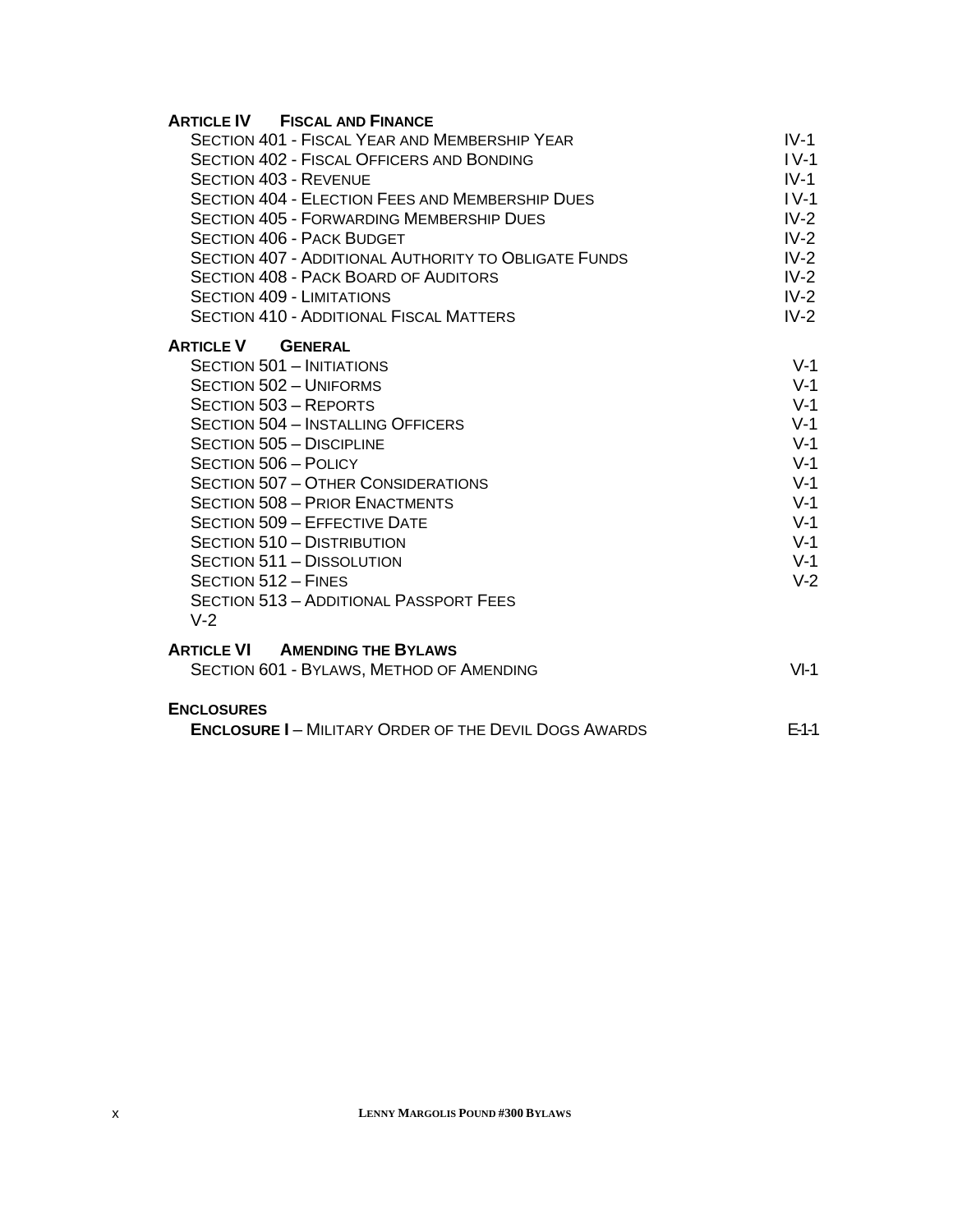**ARTICLE IV FISCAL AND FINANCE**

| | |
|---|---|
| SECTION 401 - FISCAL YEAR AND MEMBERSHIP YEAR | IV-1 |
| SECTION 402 - FISCAL OFFICERS AND BONDING | IV-1 |
| SECTION 403 - REVENUE | IV-1 |
| SECTION 404 - ELECTION FEES AND MEMBERSHIP DUES | IV-1 |
| SECTION 405 - FORWARDING MEMBERSHIP DUES | IV-2 |
| SECTION 406 - PACK BUDGET | IV-2 |
| SECTION 407 - ADDITIONAL AUTHORITY TO OBLIGATE FUNDS | IV-2 |
| SECTION 408 - PACK BOARD OF AUDITORS | IV-2 |
| SECTION 409 - LIMITATIONS | IV-2 |
| SECTION 410 - ADDITIONAL FISCAL MATTERS | IV-2 |

**ARTICLE V GENERAL**

| | |
|---|---|
| SECTION 501 – INITIATIONS | V-1 |
| SECTION 502 – UNIFORMS | V-1 |
| SECTION 503 – REPORTS | V-1 |
| SECTION 504 – INSTALLING OFFICERS | V-1 |
| SECTION 505 – DISCIPLINE | V-1 |
| SECTION 506 – POLICY | V-1 |
| SECTION 507 – OTHER CONSIDERATIONS | V-1 |
| SECTION 508 – PRIOR ENACTMENTS | V-1 |
| SECTION 509 – EFFECTIVE DATE | V-1 |
| SECTION 510 – DISTRIBUTION | V-1 |
| SECTION 511 – DISSOLUTION | V-1 |
| SECTION 512 – FINES | V-2 |
| SECTION 513 – ADDITIONAL PASSPORT FEES | V-2 |

**ARTICLE VI AMENDING THE BYLAWS**

| | |
|---|---|
| SECTION 601 - BYLAWS, METHOD OF AMENDING | VI-1 |

**ENCLOSURES**

| | |
|---|---|
| **ENCLOSURE I** – MILITARY ORDER OF THE DEVIL DOGS AWARDS | E-1-1 |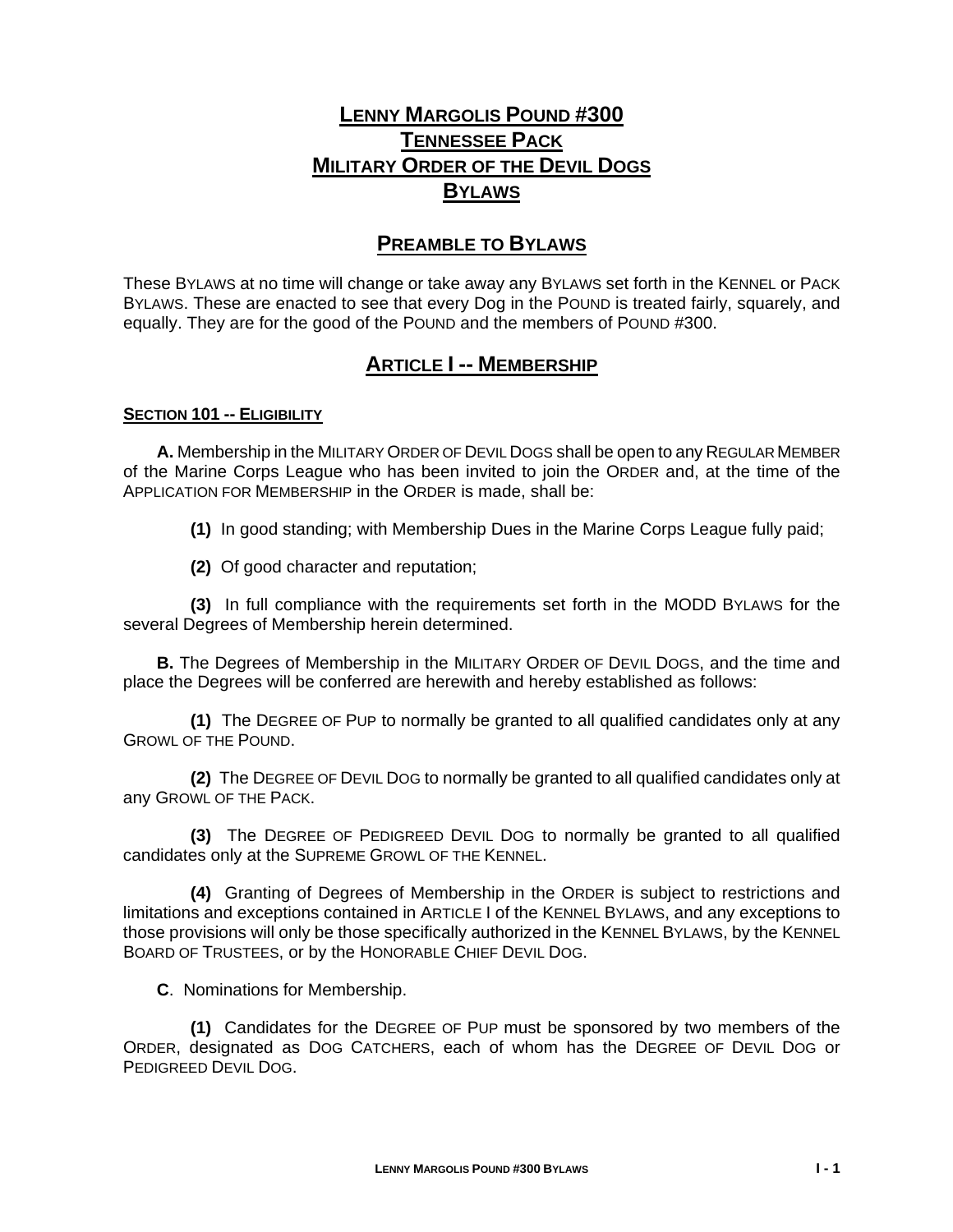# LENNY MARGOLIS POUND #300
# TENNESSEE PACK
# MILITARY ORDER OF THE DEVIL DOGS
# BYLAWS

## PREAMBLE TO BYLAWS

These BYLAWS at no time will change or take away any BYLAWS set forth in the KENNEL or PACK BYLAWS. These are enacted to see that every Dog in the POUND is treated fairly, squarely, and equally. They are for the good of the POUND and the members of POUND #300.

## ARTICLE I -- MEMBERSHIP

### SECTION 101 -- ELIGIBILITY

**A.** Membership in the MILITARY ORDER OF DEVIL DOGS shall be open to any REGULAR MEMBER of the Marine Corps League who has been invited to join the ORDER and, at the time of the APPLICATION FOR MEMBERSHIP in the ORDER is made, shall be:

**(1)** In good standing; with Membership Dues in the Marine Corps League fully paid;

**(2)** Of good character and reputation;

**(3)** In full compliance with the requirements set forth in the MODD BYLAWS for the several Degrees of Membership herein determined.

**B.** The Degrees of Membership in the MILITARY ORDER OF DEVIL DOGS, and the time and place the Degrees will be conferred are herewith and hereby established as follows:

**(1)** The DEGREE OF PUP to normally be granted to all qualified candidates only at any GROWL OF THE POUND.

**(2)** The DEGREE OF DEVIL DOG to normally be granted to all qualified candidates only at any GROWL OF THE PACK.

**(3)** The DEGREE OF PEDIGREED DEVIL DOG to normally be granted to all qualified candidates only at the SUPREME GROWL OF THE KENNEL.

**(4)** Granting of Degrees of Membership in the ORDER is subject to restrictions and limitations and exceptions contained in ARTICLE I of the KENNEL BYLAWS, and any exceptions to those provisions will only be those specifically authorized in the KENNEL BYLAWS, by the KENNEL BOARD OF TRUSTEES, or by the HONORABLE CHIEF DEVIL DOG.

**C**. Nominations for Membership.

**(1)** Candidates for the DEGREE OF PUP must be sponsored by two members of the ORDER, designated as DOG CATCHERS, each of whom has the DEGREE OF DEVIL DOG or PEDIGREED DEVIL DOG.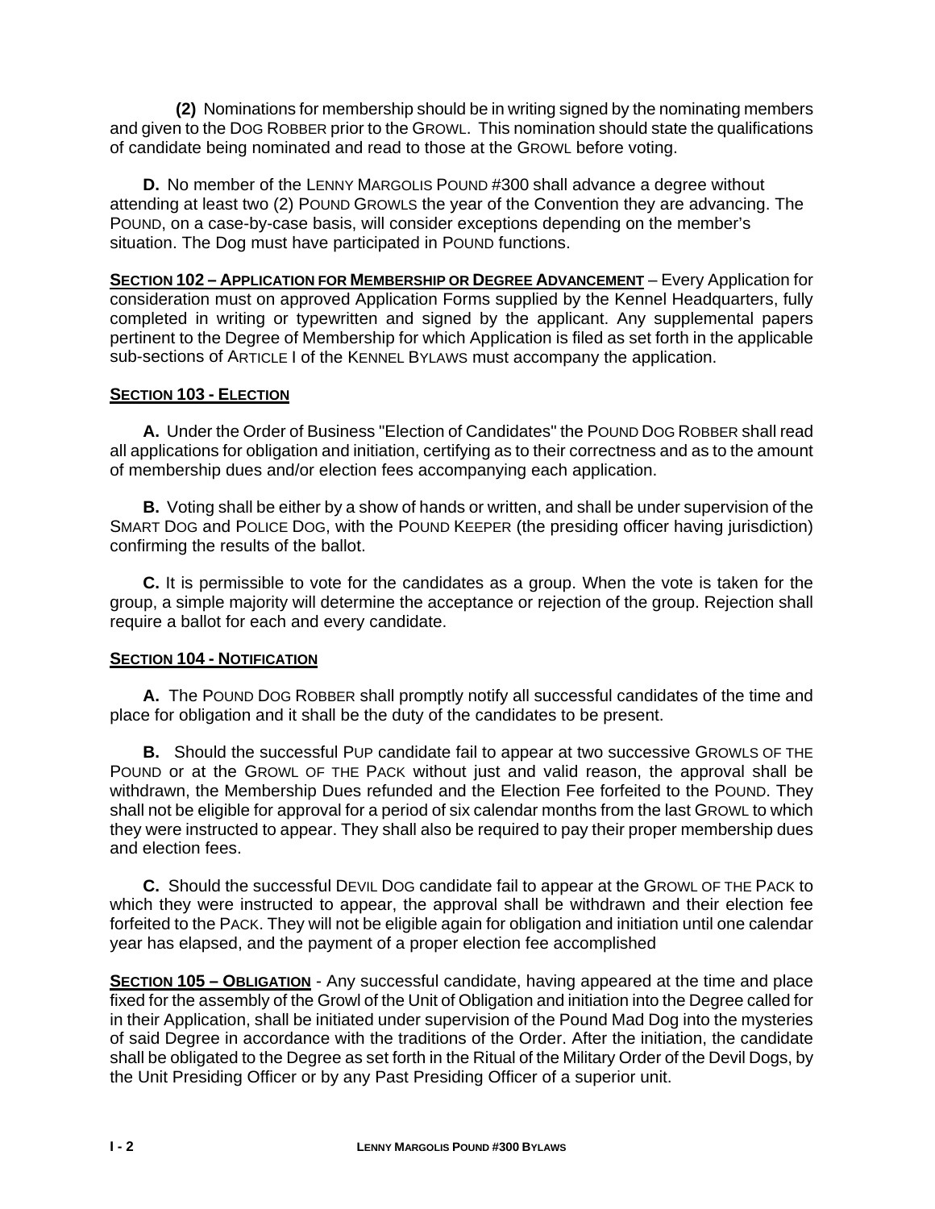**(2)** Nominations for membership should be in writing signed by the nominating members and given to the DOG ROBBER prior to the GROWL. This nomination should state the qualifications of candidate being nominated and read to those at the GROWL before voting.

**D.** No member of the LENNY MARGOLIS POUND #300 shall advance a degree without attending at least two (2) POUND GROWLS the year of the Convention they are advancing. The POUND, on a case-by-case basis, will consider exceptions depending on the member's situation. The Dog must have participated in POUND functions.

**SECTION 102 – APPLICATION FOR MEMBERSHIP OR DEGREE ADVANCEMENT** – Every Application for consideration must on approved Application Forms supplied by the Kennel Headquarters, fully completed in writing or typewritten and signed by the applicant. Any supplemental papers pertinent to the Degree of Membership for which Application is filed as set forth in the applicable sub-sections of ARTICLE I of the KENNEL BYLAWS must accompany the application.

**SECTION 103 - ELECTION**

**A.** Under the Order of Business "Election of Candidates" the POUND DOG ROBBER shall read all applications for obligation and initiation, certifying as to their correctness and as to the amount of membership dues and/or election fees accompanying each application.

**B.** Voting shall be either by a show of hands or written, and shall be under supervision of the SMART DOG and POLICE DOG, with the POUND KEEPER (the presiding officer having jurisdiction) confirming the results of the ballot.

**C.** It is permissible to vote for the candidates as a group. When the vote is taken for the group, a simple majority will determine the acceptance or rejection of the group. Rejection shall require a ballot for each and every candidate.

**SECTION 104 - NOTIFICATION**

**A.** The POUND DOG ROBBER shall promptly notify all successful candidates of the time and place for obligation and it shall be the duty of the candidates to be present.

**B.** Should the successful PUP candidate fail to appear at two successive GROWLS OF THE POUND or at the GROWL OF THE PACK without just and valid reason, the approval shall be withdrawn, the Membership Dues refunded and the Election Fee forfeited to the POUND. They shall not be eligible for approval for a period of six calendar months from the last GROWL to which they were instructed to appear. They shall also be required to pay their proper membership dues and election fees.

**C.** Should the successful DEVIL DOG candidate fail to appear at the GROWL OF THE PACK to which they were instructed to appear, the approval shall be withdrawn and their election fee forfeited to the PACK. They will not be eligible again for obligation and initiation until one calendar year has elapsed, and the payment of a proper election fee accomplished

**SECTION 105 – OBLIGATION** - Any successful candidate, having appeared at the time and place fixed for the assembly of the Growl of the Unit of Obligation and initiation into the Degree called for in their Application, shall be initiated under supervision of the Pound Mad Dog into the mysteries of said Degree in accordance with the traditions of the Order. After the initiation, the candidate shall be obligated to the Degree as set forth in the Ritual of the Military Order of the Devil Dogs, by the Unit Presiding Officer or by any Past Presiding Officer of a superior unit.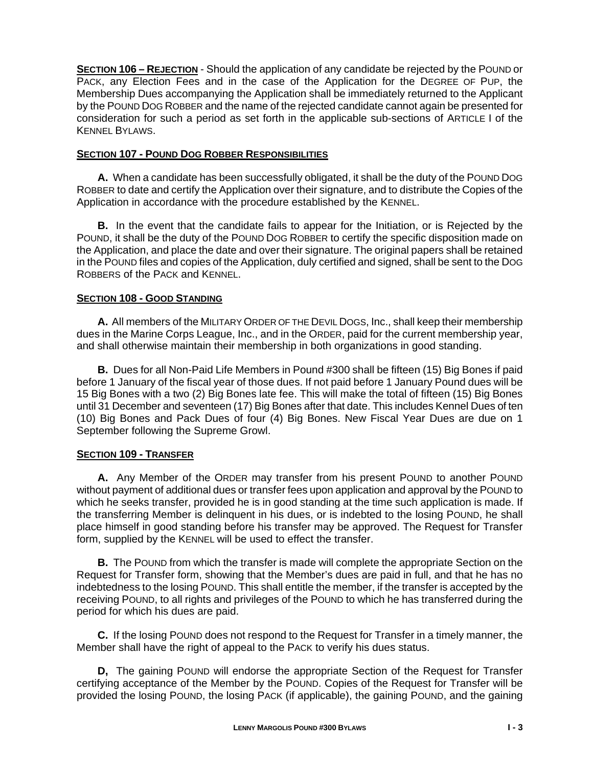**SECTION 106 – REJECTION** - Should the application of any candidate be rejected by the POUND or PACK, any Election Fees and in the case of the Application for the DEGREE OF PUP, the Membership Dues accompanying the Application shall be immediately returned to the Applicant by the POUND DOG ROBBER and the name of the rejected candidate cannot again be presented for consideration for such a period as set forth in the applicable sub-sections of ARTICLE I of the KENNEL BYLAWS.

**SECTION 107 - POUND DOG ROBBER RESPONSIBILITIES**

**A.** When a candidate has been successfully obligated, it shall be the duty of the POUND DOG ROBBER to date and certify the Application over their signature, and to distribute the Copies of the Application in accordance with the procedure established by the KENNEL.

**B.** In the event that the candidate fails to appear for the Initiation, or is Rejected by the POUND, it shall be the duty of the POUND DOG ROBBER to certify the specific disposition made on the Application, and place the date and over their signature. The original papers shall be retained in the POUND files and copies of the Application, duly certified and signed, shall be sent to the DOG ROBBERS of the PACK and KENNEL.

**SECTION 108 - GOOD STANDING**

**A.** All members of the MILITARY ORDER OF THE DEVIL DOGS, Inc., shall keep their membership dues in the Marine Corps League, Inc., and in the ORDER, paid for the current membership year, and shall otherwise maintain their membership in both organizations in good standing.

**B.** Dues for all Non-Paid Life Members in Pound #300 shall be fifteen (15) Big Bones if paid before 1 January of the fiscal year of those dues. If not paid before 1 January Pound dues will be 15 Big Bones with a two (2) Big Bones late fee. This will make the total of fifteen (15) Big Bones until 31 December and seventeen (17) Big Bones after that date. This includes Kennel Dues of ten (10) Big Bones and Pack Dues of four (4) Big Bones. New Fiscal Year Dues are due on 1 September following the Supreme Growl.

**SECTION 109 - TRANSFER**

**A.** Any Member of the ORDER may transfer from his present POUND to another POUND without payment of additional dues or transfer fees upon application and approval by the POUND to which he seeks transfer, provided he is in good standing at the time such application is made. If the transferring Member is delinquent in his dues, or is indebted to the losing POUND, he shall place himself in good standing before his transfer may be approved. The Request for Transfer form, supplied by the KENNEL will be used to effect the transfer.

**B.** The POUND from which the transfer is made will complete the appropriate Section on the Request for Transfer form, showing that the Member's dues are paid in full, and that he has no indebtedness to the losing POUND. This shall entitle the member, if the transfer is accepted by the receiving POUND, to all rights and privileges of the POUND to which he has transferred during the period for which his dues are paid.

**C.** If the losing POUND does not respond to the Request for Transfer in a timely manner, the Member shall have the right of appeal to the PACK to verify his dues status.

**D,** The gaining POUND will endorse the appropriate Section of the Request for Transfer certifying acceptance of the Member by the POUND. Copies of the Request for Transfer will be provided the losing POUND, the losing PACK (if applicable), the gaining POUND, and the gaining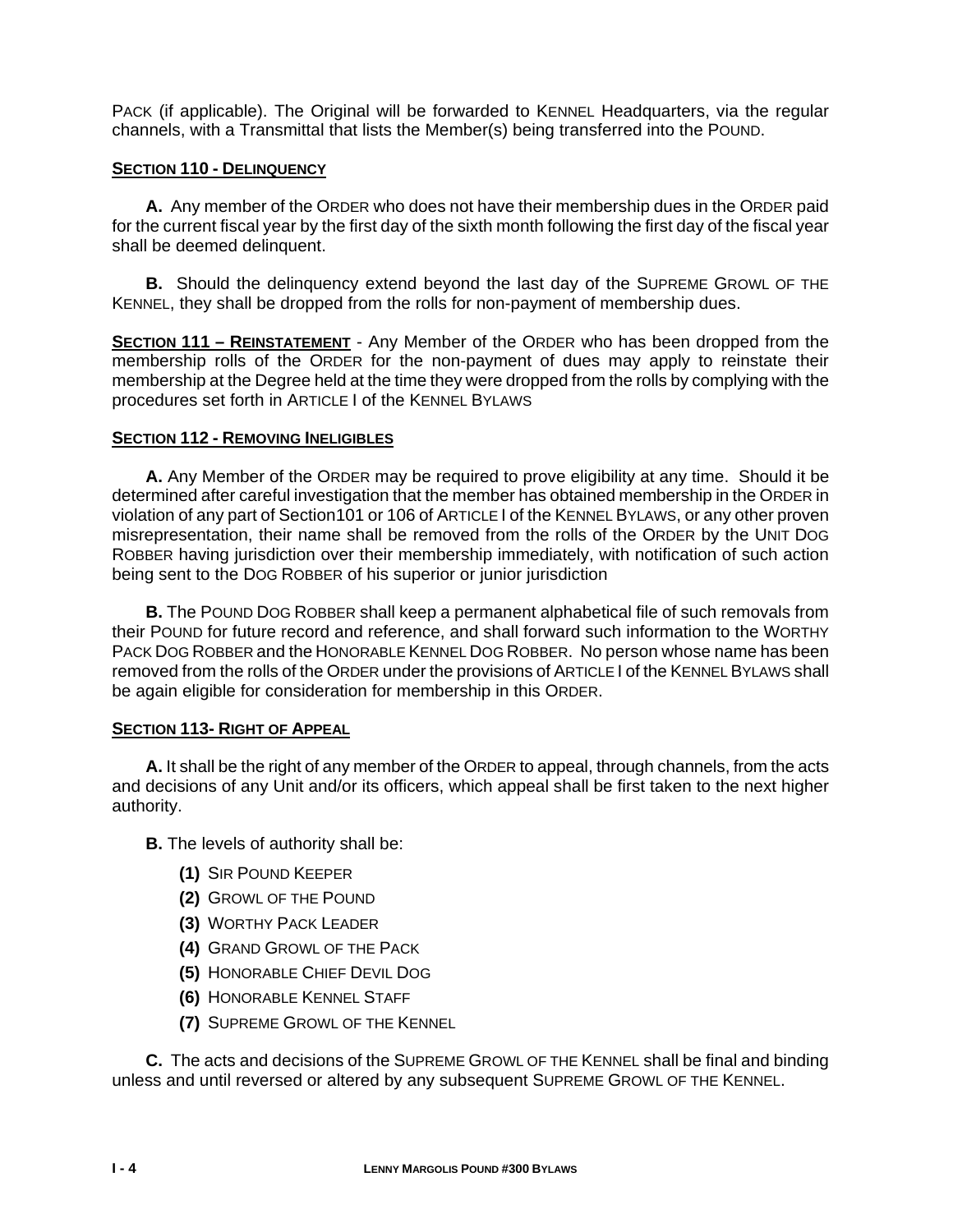PACK (if applicable). The Original will be forwarded to KENNEL Headquarters, via the regular channels, with a Transmittal that lists the Member(s) being transferred into the POUND.

**SECTION 110 - DELINQUENCY**

**A.** Any member of the ORDER who does not have their membership dues in the ORDER paid for the current fiscal year by the first day of the sixth month following the first day of the fiscal year shall be deemed delinquent.

**B.** Should the delinquency extend beyond the last day of the SUPREME GROWL OF THE KENNEL, they shall be dropped from the rolls for non-payment of membership dues.

**SECTION 111 – REINSTATEMENT** - Any Member of the ORDER who has been dropped from the membership rolls of the ORDER for the non-payment of dues may apply to reinstate their membership at the Degree held at the time they were dropped from the rolls by complying with the procedures set forth in ARTICLE I of the KENNEL BYLAWS

**SECTION 112 - REMOVING INELIGIBLES**

**A.** Any Member of the ORDER may be required to prove eligibility at any time. Should it be determined after careful investigation that the member has obtained membership in the ORDER in violation of any part of Section101 or 106 of ARTICLE I of the KENNEL BYLAWS, or any other proven misrepresentation, their name shall be removed from the rolls of the ORDER by the UNIT DOG ROBBER having jurisdiction over their membership immediately, with notification of such action being sent to the DOG ROBBER of his superior or junior jurisdiction

**B.** The POUND DOG ROBBER shall keep a permanent alphabetical file of such removals from their POUND for future record and reference, and shall forward such information to the WORTHY PACK DOG ROBBER and the HONORABLE KENNEL DOG ROBBER. No person whose name has been removed from the rolls of the ORDER under the provisions of ARTICLE I of the KENNEL BYLAWS shall be again eligible for consideration for membership in this ORDER.

**SECTION 113- RIGHT OF APPEAL**

**A.** It shall be the right of any member of the ORDER to appeal, through channels, from the acts and decisions of any Unit and/or its officers, which appeal shall be first taken to the next higher authority.

**B.** The levels of authority shall be:

- **(1)** SIR POUND KEEPER
- **(2)** GROWL OF THE POUND
- **(3)** WORTHY PACK LEADER
- **(4)** GRAND GROWL OF THE PACK
- **(5)** HONORABLE CHIEF DEVIL DOG
- **(6)** HONORABLE KENNEL STAFF
- **(7)** SUPREME GROWL OF THE KENNEL

**C.** The acts and decisions of the SUPREME GROWL OF THE KENNEL shall be final and binding unless and until reversed or altered by any subsequent SUPREME GROWL OF THE KENNEL.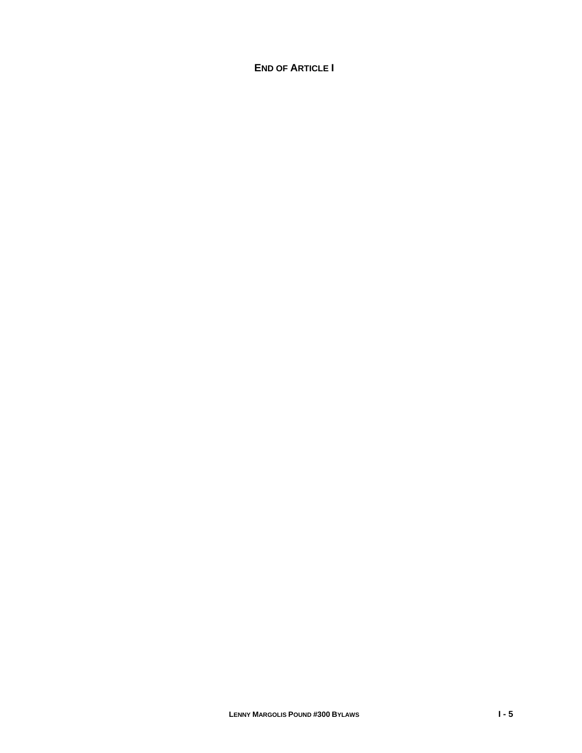**END OF ARTICLE I**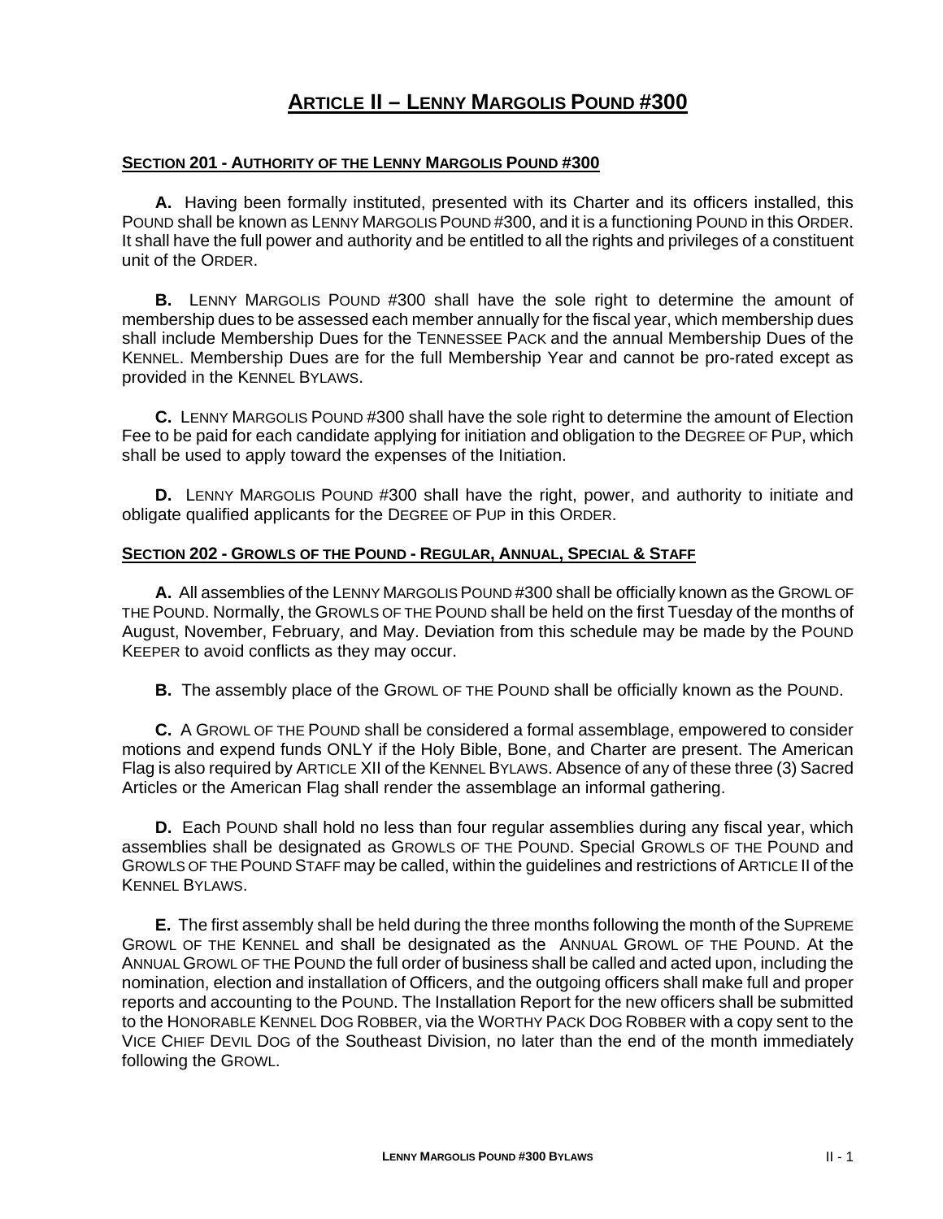# ARTICLE II – LENNY MARGOLIS POUND #300

## SECTION 201 - AUTHORITY OF THE LENNY MARGOLIS POUND #300

**A.** Having been formally instituted, presented with its Charter and its officers installed, this POUND shall be known as LENNY MARGOLIS POUND #300, and it is a functioning POUND in this ORDER. It shall have the full power and authority and be entitled to all the rights and privileges of a constituent unit of the ORDER.

**B.** LENNY MARGOLIS POUND #300 shall have the sole right to determine the amount of membership dues to be assessed each member annually for the fiscal year, which membership dues shall include Membership Dues for the TENNESSEE PACK and the annual Membership Dues of the KENNEL. Membership Dues are for the full Membership Year and cannot be pro-rated except as provided in the KENNEL BYLAWS.

**C.** LENNY MARGOLIS POUND #300 shall have the sole right to determine the amount of Election Fee to be paid for each candidate applying for initiation and obligation to the DEGREE OF PUP, which shall be used to apply toward the expenses of the Initiation.

**D.** LENNY MARGOLIS POUND #300 shall have the right, power, and authority to initiate and obligate qualified applicants for the DEGREE OF PUP in this ORDER.

## SECTION 202 - GROWLS OF THE POUND - REGULAR, ANNUAL, SPECIAL & STAFF

**A.** All assemblies of the LENNY MARGOLIS POUND #300 shall be officially known as the GROWL OF THE POUND. Normally, the GROWLS OF THE POUND shall be held on the first Tuesday of the months of August, November, February, and May. Deviation from this schedule may be made by the POUND KEEPER to avoid conflicts as they may occur.

**B.** The assembly place of the GROWL OF THE POUND shall be officially known as the POUND.

**C.** A GROWL OF THE POUND shall be considered a formal assemblage, empowered to consider motions and expend funds ONLY if the Holy Bible, Bone, and Charter are present. The American Flag is also required by ARTICLE XII of the KENNEL BYLAWS. Absence of any of these three (3) Sacred Articles or the American Flag shall render the assemblage an informal gathering.

**D.** Each POUND shall hold no less than four regular assemblies during any fiscal year, which assemblies shall be designated as GROWLS OF THE POUND. Special GROWLS OF THE POUND and GROWLS OF THE POUND STAFF may be called, within the guidelines and restrictions of ARTICLE II of the KENNEL BYLAWS.

**E.** The first assembly shall be held during the three months following the month of the SUPREME GROWL OF THE KENNEL and shall be designated as the ANNUAL GROWL OF THE POUND. At the ANNUAL GROWL OF THE POUND the full order of business shall be called and acted upon, including the nomination, election and installation of Officers, and the outgoing officers shall make full and proper reports and accounting to the POUND. The Installation Report for the new officers shall be submitted to the HONORABLE KENNEL DOG ROBBER, via the WORTHY PACK DOG ROBBER with a copy sent to the VICE CHIEF DEVIL DOG of the Southeast Division, no later than the end of the month immediately following the GROWL.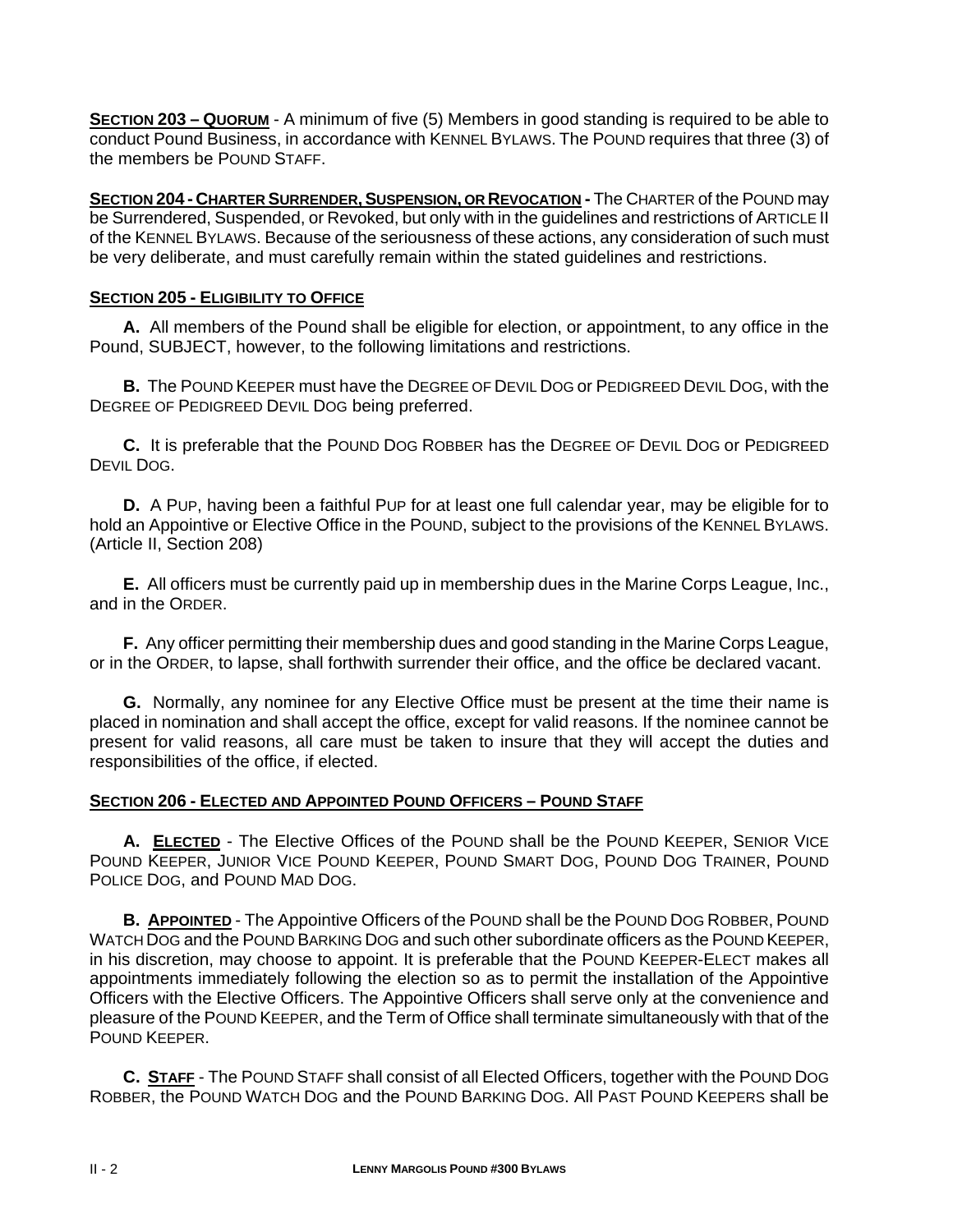**SECTION 203 – QUORUM** - A minimum of five (5) Members in good standing is required to be able to conduct Pound Business, in accordance with KENNEL BYLAWS. The POUND requires that three (3) of the members be POUND STAFF.

**SECTION 204 - CHARTER SURRENDER, SUSPENSION, OR REVOCATION -** The CHARTER of the POUND may be Surrendered, Suspended, or Revoked, but only with in the guidelines and restrictions of ARTICLE II of the KENNEL BYLAWS. Because of the seriousness of these actions, any consideration of such must be very deliberate, and must carefully remain within the stated guidelines and restrictions.

**SECTION 205 - ELIGIBILITY TO OFFICE**

**A.** All members of the Pound shall be eligible for election, or appointment, to any office in the Pound, SUBJECT, however, to the following limitations and restrictions.

**B.** The POUND KEEPER must have the DEGREE OF DEVIL DOG or PEDIGREED DEVIL DOG, with the DEGREE OF PEDIGREED DEVIL DOG being preferred.

**C.** It is preferable that the POUND DOG ROBBER has the DEGREE OF DEVIL DOG or PEDIGREED DEVIL DOG.

**D.** A PUP, having been a faithful PUP for at least one full calendar year, may be eligible for to hold an Appointive or Elective Office in the POUND, subject to the provisions of the KENNEL BYLAWS. (Article II, Section 208)

**E.** All officers must be currently paid up in membership dues in the Marine Corps League, Inc., and in the ORDER.

**F.** Any officer permitting their membership dues and good standing in the Marine Corps League, or in the ORDER, to lapse, shall forthwith surrender their office, and the office be declared vacant.

**G.** Normally, any nominee for any Elective Office must be present at the time their name is placed in nomination and shall accept the office, except for valid reasons. If the nominee cannot be present for valid reasons, all care must be taken to insure that they will accept the duties and responsibilities of the office, if elected.

**SECTION 206 - ELECTED AND APPOINTED POUND OFFICERS – POUND STAFF**

**A. ELECTED** - The Elective Offices of the POUND shall be the POUND KEEPER, SENIOR VICE POUND KEEPER, JUNIOR VICE POUND KEEPER, POUND SMART DOG, POUND DOG TRAINER, POUND POLICE DOG, and POUND MAD DOG.

**B. APPOINTED** - The Appointive Officers of the POUND shall be the POUND DOG ROBBER, POUND WATCH DOG and the POUND BARKING DOG and such other subordinate officers as the POUND KEEPER, in his discretion, may choose to appoint. It is preferable that the POUND KEEPER-ELECT makes all appointments immediately following the election so as to permit the installation of the Appointive Officers with the Elective Officers. The Appointive Officers shall serve only at the convenience and pleasure of the POUND KEEPER, and the Term of Office shall terminate simultaneously with that of the POUND KEEPER.

**C. STAFF** - The POUND STAFF shall consist of all Elected Officers, together with the POUND DOG ROBBER, the POUND WATCH DOG and the POUND BARKING DOG. All PAST POUND KEEPERS shall be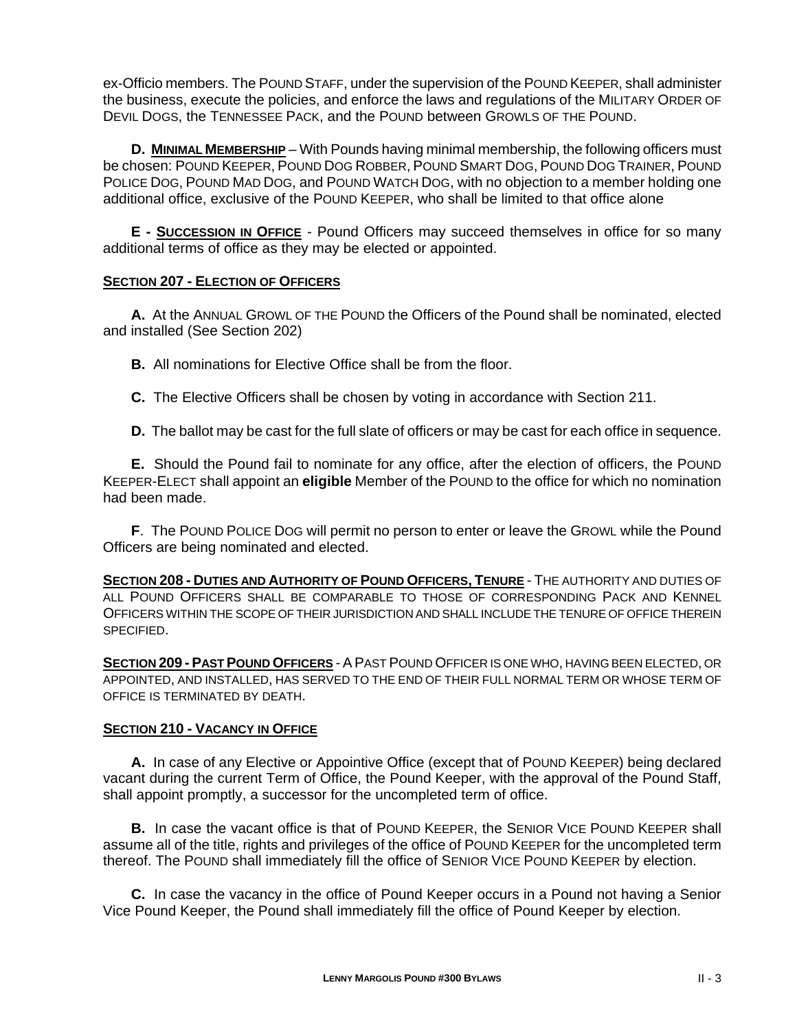ex-Officio members. The POUND STAFF, under the supervision of the POUND KEEPER, shall administer the business, execute the policies, and enforce the laws and regulations of the MILITARY ORDER OF DEVIL DOGS, the TENNESSEE PACK, and the POUND between GROWLS OF THE POUND.

**D. <u>MINIMAL MEMBERSHIP</u>** – With Pounds having minimal membership, the following officers must be chosen: POUND KEEPER, POUND DOG ROBBER, POUND SMART DOG, POUND DOG TRAINER, POUND POLICE DOG, POUND MAD DOG, and POUND WATCH DOG, with no objection to a member holding one additional office, exclusive of the POUND KEEPER, who shall be limited to that office alone

**E - <u>SUCCESSION IN OFFICE</u>** - Pound Officers may succeed themselves in office for so many additional terms of office as they may be elected or appointed.

**<u>SECTION 207 - ELECTION OF OFFICERS</u>**

**A.** At the ANNUAL GROWL OF THE POUND the Officers of the Pound shall be nominated, elected and installed (See Section 202)

**B.** All nominations for Elective Office shall be from the floor.

**C.** The Elective Officers shall be chosen by voting in accordance with Section 211.

**D.** The ballot may be cast for the full slate of officers or may be cast for each office in sequence.

**E.** Should the Pound fail to nominate for any office, after the election of officers, the POUND KEEPER-ELECT shall appoint an **eligible** Member of the POUND to the office for which no nomination had been made.

**F**. The POUND POLICE DOG will permit no person to enter or leave the GROWL while the Pound Officers are being nominated and elected.

**<u>SECTION 208 - DUTIES AND AUTHORITY OF POUND OFFICERS, TENURE</u>** - THE AUTHORITY AND DUTIES OF ALL POUND OFFICERS SHALL BE COMPARABLE TO THOSE OF CORRESPONDING PACK AND KENNEL OFFICERS WITHIN THE SCOPE OF THEIR JURISDICTION AND SHALL INCLUDE THE TENURE OF OFFICE THEREIN SPECIFIED.

**<u>SECTION 209 - PAST POUND OFFICERS</u>** - A PAST POUND OFFICER IS ONE WHO, HAVING BEEN ELECTED, OR APPOINTED, AND INSTALLED, HAS SERVED TO THE END OF THEIR FULL NORMAL TERM OR WHOSE TERM OF OFFICE IS TERMINATED BY DEATH.

**<u>SECTION 210 - VACANCY IN OFFICE</u>**

**A.** In case of any Elective or Appointive Office (except that of POUND KEEPER) being declared vacant during the current Term of Office, the Pound Keeper, with the approval of the Pound Staff, shall appoint promptly, a successor for the uncompleted term of office.

**B.** In case the vacant office is that of POUND KEEPER, the SENIOR VICE POUND KEEPER shall assume all of the title, rights and privileges of the office of POUND KEEPER for the uncompleted term thereof. The POUND shall immediately fill the office of SENIOR VICE POUND KEEPER by election.

**C.** In case the vacancy in the office of Pound Keeper occurs in a Pound not having a Senior Vice Pound Keeper, the Pound shall immediately fill the office of Pound Keeper by election.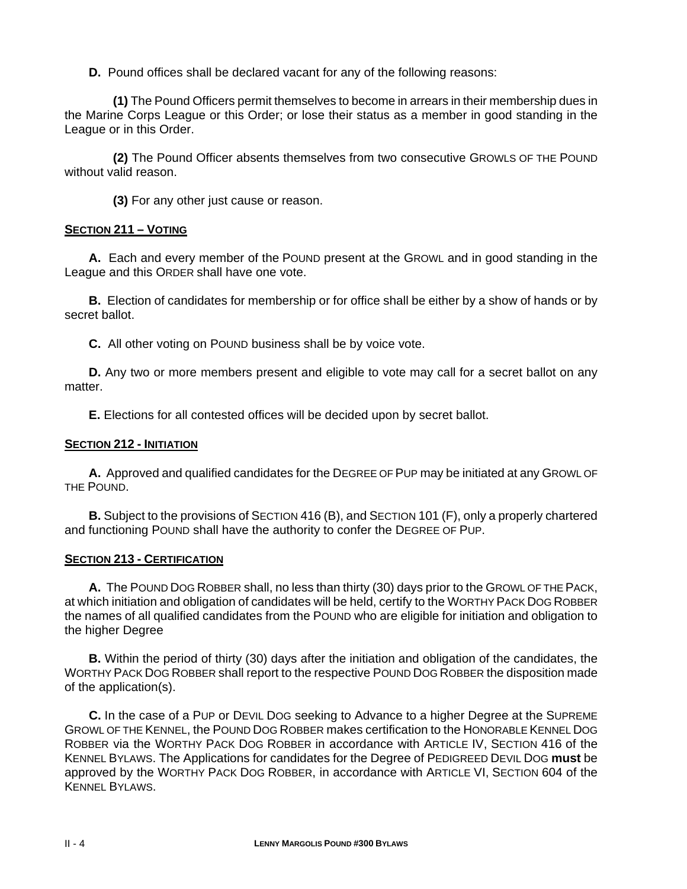**D.** Pound offices shall be declared vacant for any of the following reasons:

**(1)** The Pound Officers permit themselves to become in arrears in their membership dues in the Marine Corps League or this Order; or lose their status as a member in good standing in the League or in this Order.

**(2)** The Pound Officer absents themselves from two consecutive GROWLS OF THE POUND without valid reason.

**(3)** For any other just cause or reason.

**SECTION 211 – VOTING**

**A.** Each and every member of the POUND present at the GROWL and in good standing in the League and this ORDER shall have one vote.

**B.** Election of candidates for membership or for office shall be either by a show of hands or by secret ballot.

**C.** All other voting on POUND business shall be by voice vote.

**D.** Any two or more members present and eligible to vote may call for a secret ballot on any matter.

**E.** Elections for all contested offices will be decided upon by secret ballot.

**SECTION 212 - INITIATION**

**A.** Approved and qualified candidates for the DEGREE OF PUP may be initiated at any GROWL OF THE POUND.

**B.** Subject to the provisions of SECTION 416 (B), and SECTION 101 (F), only a properly chartered and functioning POUND shall have the authority to confer the DEGREE OF PUP.

**SECTION 213 - CERTIFICATION**

**A.** The POUND DOG ROBBER shall, no less than thirty (30) days prior to the GROWL OF THE PACK, at which initiation and obligation of candidates will be held, certify to the WORTHY PACK DOG ROBBER the names of all qualified candidates from the POUND who are eligible for initiation and obligation to the higher Degree

**B.** Within the period of thirty (30) days after the initiation and obligation of the candidates, the WORTHY PACK DOG ROBBER shall report to the respective POUND DOG ROBBER the disposition made of the application(s).

**C.** In the case of a PUP or DEVIL DOG seeking to Advance to a higher Degree at the SUPREME GROWL OF THE KENNEL, the POUND DOG ROBBER makes certification to the HONORABLE KENNEL DOG ROBBER via the WORTHY PACK DOG ROBBER in accordance with ARTICLE IV, SECTION 416 of the KENNEL BYLAWS. The Applications for candidates for the Degree of PEDIGREED DEVIL DOG **must** be approved by the WORTHY PACK DOG ROBBER, in accordance with ARTICLE VI, SECTION 604 of the KENNEL BYLAWS.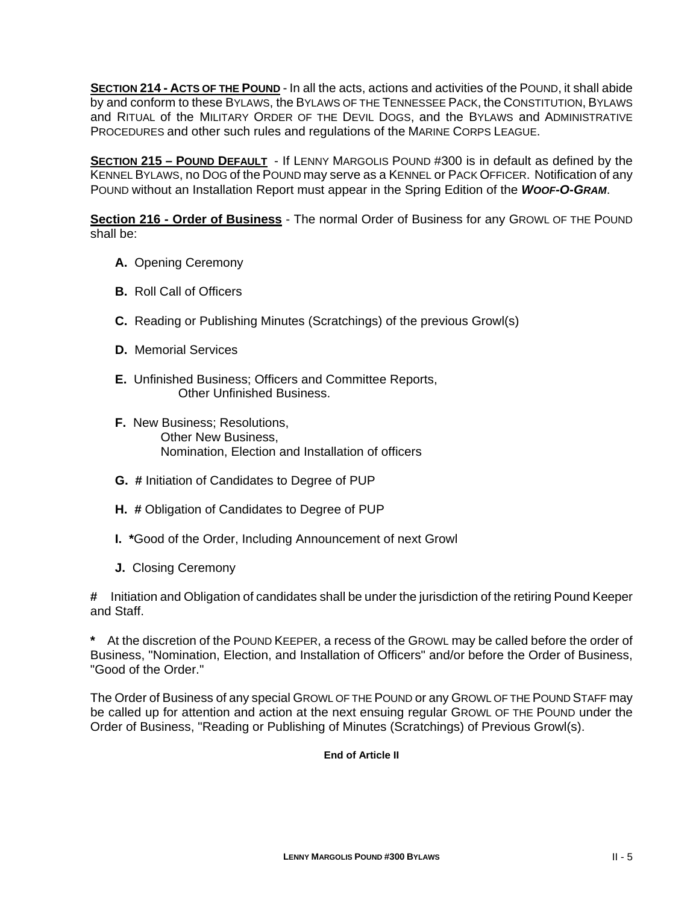**SECTION 214 - ACTS OF THE POUND** - In all the acts, actions and activities of the POUND, it shall abide by and conform to these BYLAWS, the BYLAWS OF THE TENNESSEE PACK, the CONSTITUTION, BYLAWS and RITUAL of the MILITARY ORDER OF THE DEVIL DOGS, and the BYLAWS and ADMINISTRATIVE PROCEDURES and other such rules and regulations of the MARINE CORPS LEAGUE.

**SECTION 215 – POUND DEFAULT** - If LENNY MARGOLIS POUND #300 is in default as defined by the KENNEL BYLAWS, no DOG of the POUND may serve as a KENNEL or PACK OFFICER. Notification of any POUND without an Installation Report must appear in the Spring Edition of the ***WOOF-O-GRAM***.

**Section 216 - Order of Business** - The normal Order of Business for any GROWL OF THE POUND shall be:

- **A.** Opening Ceremony
- **B.** Roll Call of Officers
- **C.** Reading or Publishing Minutes (Scratchings) of the previous Growl(s)
- **D.** Memorial Services
- **E.** Unfinished Business; Officers and Committee Reports,
  Other Unfinished Business.
- **F.** New Business; Resolutions,
  Other New Business,
  Nomination, Election and Installation of officers
- **G.** **#** Initiation of Candidates to Degree of PUP
- **H.** **#** Obligation of Candidates to Degree of PUP
- **I.** **\***Good of the Order, Including Announcement of next Growl
- **J.** Closing Ceremony

**#** Initiation and Obligation of candidates shall be under the jurisdiction of the retiring Pound Keeper and Staff.

**\*** At the discretion of the POUND KEEPER, a recess of the GROWL may be called before the order of Business, "Nomination, Election, and Installation of Officers" and/or before the Order of Business, "Good of the Order."

The Order of Business of any special GROWL OF THE POUND or any GROWL OF THE POUND STAFF may be called up for attention and action at the next ensuing regular GROWL OF THE POUND under the Order of Business, "Reading or Publishing of Minutes (Scratchings) of Previous Growl(s).

**End of Article II**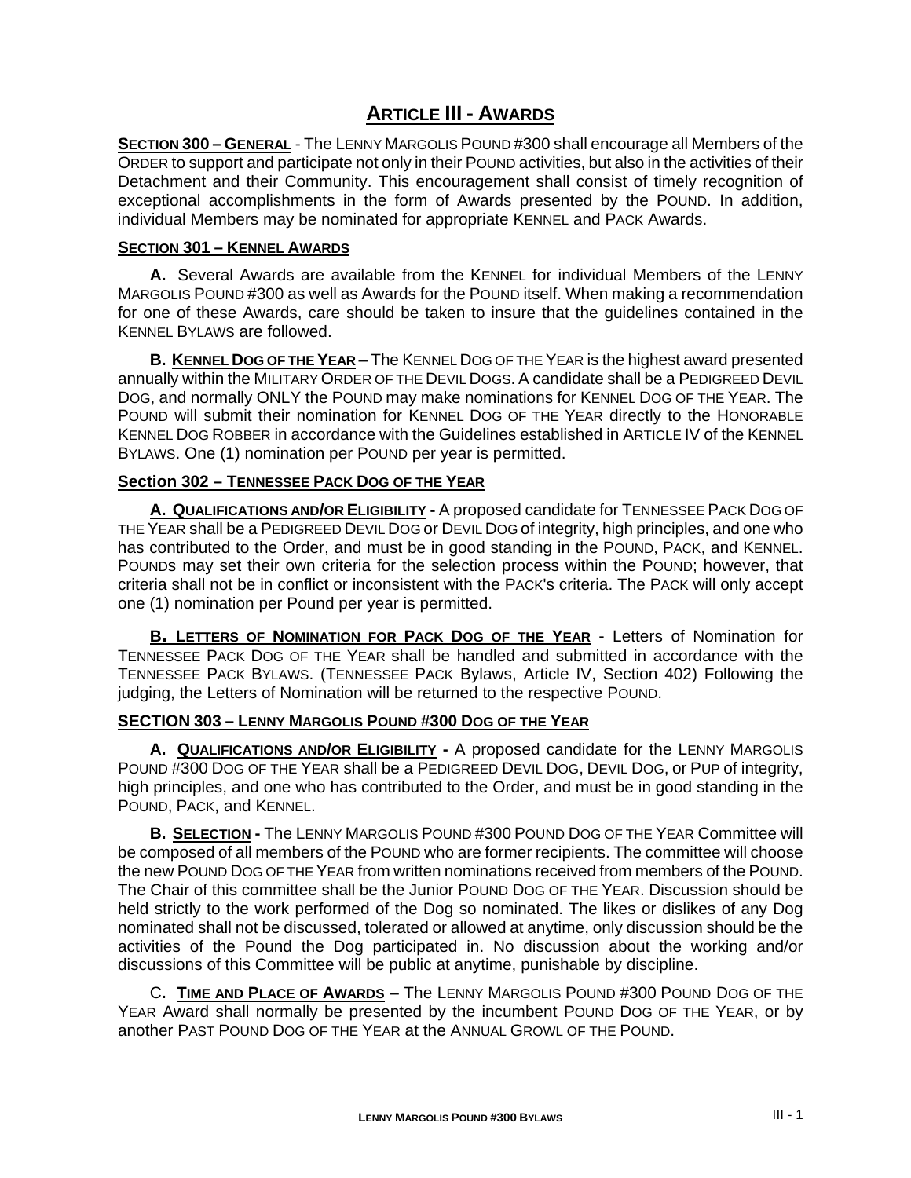# ARTICLE III - AWARDS

**SECTION 300 – GENERAL** - The LENNY MARGOLIS POUND #300 shall encourage all Members of the ORDER to support and participate not only in their POUND activities, but also in the activities of their Detachment and their Community. This encouragement shall consist of timely recognition of exceptional accomplishments in the form of Awards presented by the POUND. In addition, individual Members may be nominated for appropriate KENNEL and PACK Awards.

**SECTION 301 – KENNEL AWARDS**

**A.** Several Awards are available from the KENNEL for individual Members of the LENNY MARGOLIS POUND #300 as well as Awards for the POUND itself. When making a recommendation for one of these Awards, care should be taken to insure that the guidelines contained in the KENNEL BYLAWS are followed.

**B. KENNEL DOG OF THE YEAR** – The KENNEL DOG OF THE YEAR is the highest award presented annually within the MILITARY ORDER OF THE DEVIL DOGS. A candidate shall be a PEDIGREED DEVIL DOG, and normally ONLY the POUND may make nominations for KENNEL DOG OF THE YEAR. The POUND will submit their nomination for KENNEL DOG OF THE YEAR directly to the HONORABLE KENNEL DOG ROBBER in accordance with the Guidelines established in ARTICLE IV of the KENNEL BYLAWS. One (1) nomination per POUND per year is permitted.

**Section 302 – TENNESSEE PACK DOG OF THE YEAR**

**A. QUALIFICATIONS AND/OR ELIGIBILITY -** A proposed candidate for TENNESSEE PACK DOG OF THE YEAR shall be a PEDIGREED DEVIL DOG or DEVIL DOG of integrity, high principles, and one who has contributed to the Order, and must be in good standing in the POUND, PACK, and KENNEL. POUNDs may set their own criteria for the selection process within the POUND; however, that criteria shall not be in conflict or inconsistent with the PACK's criteria. The PACK will only accept one (1) nomination per Pound per year is permitted.

**B. LETTERS OF NOMINATION FOR PACK DOG OF THE YEAR -** Letters of Nomination for TENNESSEE PACK DOG OF THE YEAR shall be handled and submitted in accordance with the TENNESSEE PACK BYLAWS. (TENNESSEE PACK Bylaws, Article IV, Section 402) Following the judging, the Letters of Nomination will be returned to the respective POUND.

**SECTION 303 – LENNY MARGOLIS POUND #300 DOG OF THE YEAR**

**A. QUALIFICATIONS AND/OR ELIGIBILITY -** A proposed candidate for the LENNY MARGOLIS POUND #300 DOG OF THE YEAR shall be a PEDIGREED DEVIL DOG, DEVIL DOG, or PUP of integrity, high principles, and one who has contributed to the Order, and must be in good standing in the POUND, PACK, and KENNEL.

**B. SELECTION -** The LENNY MARGOLIS POUND #300 POUND DOG OF THE YEAR Committee will be composed of all members of the POUND who are former recipients. The committee will choose the new POUND DOG OF THE YEAR from written nominations received from members of the POUND. The Chair of this committee shall be the Junior POUND DOG OF THE YEAR. Discussion should be held strictly to the work performed of the Dog so nominated. The likes or dislikes of any Dog nominated shall not be discussed, tolerated or allowed at anytime, only discussion should be the activities of the Pound the Dog participated in. No discussion about the working and/or discussions of this Committee will be public at anytime, punishable by discipline.

C. **TIME AND PLACE OF AWARDS** – The LENNY MARGOLIS POUND #300 POUND DOG OF THE YEAR Award shall normally be presented by the incumbent POUND DOG OF THE YEAR, or by another PAST POUND DOG OF THE YEAR at the ANNUAL GROWL OF THE POUND.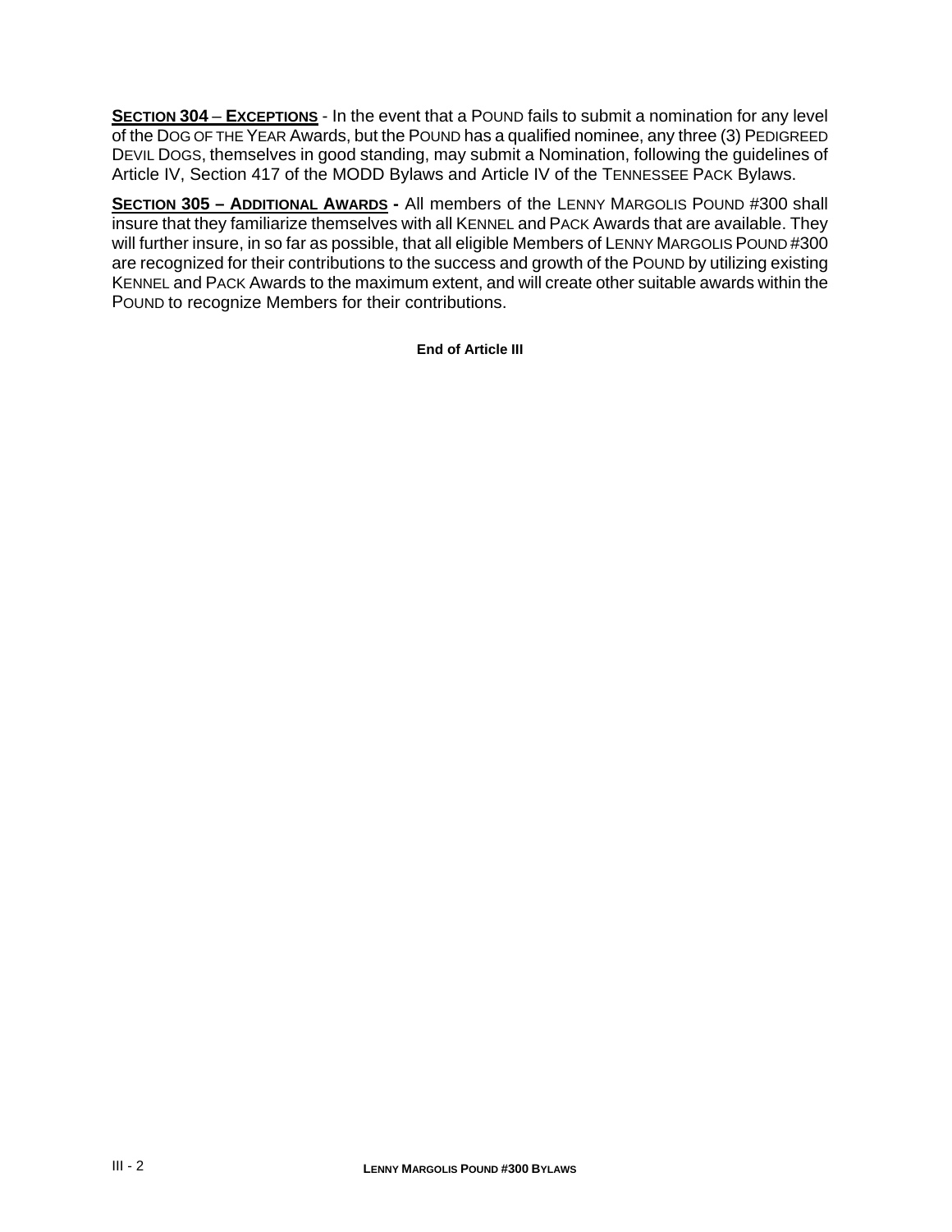**SECTION 304** – **EXCEPTIONS** - In the event that a POUND fails to submit a nomination for any level of the DOG OF THE YEAR Awards, but the POUND has a qualified nominee, any three (3) PEDIGREED DEVIL DOGS, themselves in good standing, may submit a Nomination, following the guidelines of Article IV, Section 417 of the MODD Bylaws and Article IV of the TENNESSEE PACK Bylaws.

**SECTION 305 – ADDITIONAL AWARDS -** All members of the LENNY MARGOLIS POUND #300 shall insure that they familiarize themselves with all KENNEL and PACK Awards that are available. They will further insure, in so far as possible, that all eligible Members of LENNY MARGOLIS POUND #300 are recognized for their contributions to the success and growth of the POUND by utilizing existing KENNEL and PACK Awards to the maximum extent, and will create other suitable awards within the POUND to recognize Members for their contributions.

**End of Article III**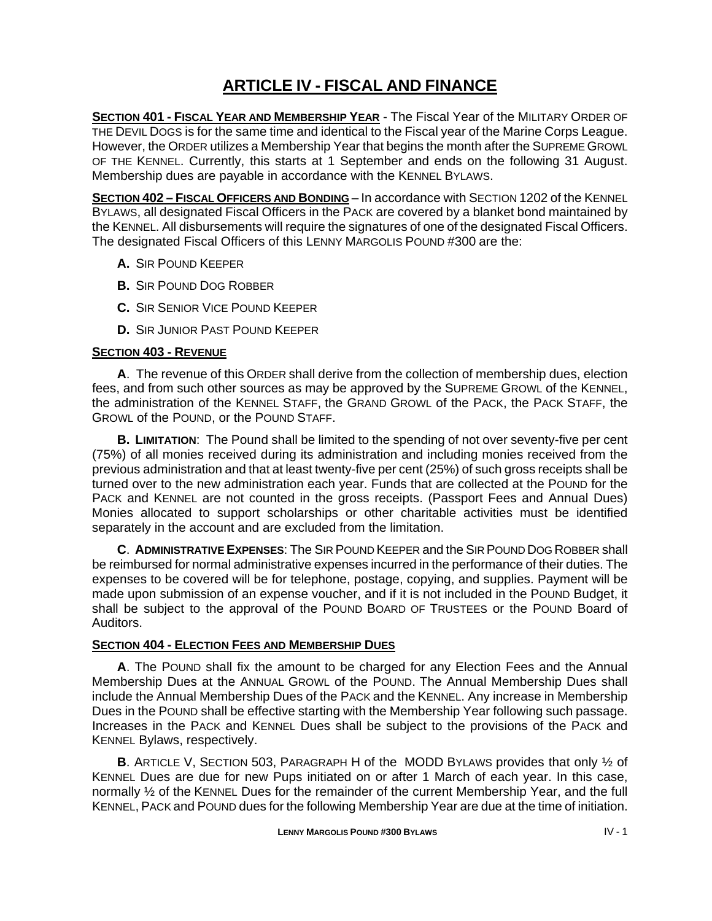# ARTICLE IV - FISCAL AND FINANCE

**SECTION 401 - FISCAL YEAR AND MEMBERSHIP YEAR** - The Fiscal Year of the MILITARY ORDER OF THE DEVIL DOGS is for the same time and identical to the Fiscal year of the Marine Corps League. However, the ORDER utilizes a Membership Year that begins the month after the SUPREME GROWL OF THE KENNEL. Currently, this starts at 1 September and ends on the following 31 August. Membership dues are payable in accordance with the KENNEL BYLAWS.

**SECTION 402 – FISCAL OFFICERS AND BONDING** – In accordance with SECTION 1202 of the KENNEL BYLAWS, all designated Fiscal Officers in the PACK are covered by a blanket bond maintained by the KENNEL. All disbursements will require the signatures of one of the designated Fiscal Officers. The designated Fiscal Officers of this LENNY MARGOLIS POUND #300 are the:

**A.** SIR POUND KEEPER

**B.** SIR POUND DOG ROBBER

**C.** SIR SENIOR VICE POUND KEEPER

**D.** SIR JUNIOR PAST POUND KEEPER

**SECTION 403 - REVENUE**

**A**. The revenue of this ORDER shall derive from the collection of membership dues, election fees, and from such other sources as may be approved by the SUPREME GROWL of the KENNEL, the administration of the KENNEL STAFF, the GRAND GROWL of the PACK, the PACK STAFF, the GROWL of the POUND, or the POUND STAFF.

**B. LIMITATION**: The Pound shall be limited to the spending of not over seventy-five per cent (75%) of all monies received during its administration and including monies received from the previous administration and that at least twenty-five per cent (25%) of such gross receipts shall be turned over to the new administration each year. Funds that are collected at the POUND for the PACK and KENNEL are not counted in the gross receipts. (Passport Fees and Annual Dues) Monies allocated to support scholarships or other charitable activities must be identified separately in the account and are excluded from the limitation.

**C**. **ADMINISTRATIVE EXPENSES**: The SIR POUND KEEPER and the SIR POUND DOG ROBBER shall be reimbursed for normal administrative expenses incurred in the performance of their duties. The expenses to be covered will be for telephone, postage, copying, and supplies. Payment will be made upon submission of an expense voucher, and if it is not included in the POUND Budget, it shall be subject to the approval of the POUND BOARD OF TRUSTEES or the POUND Board of Auditors.

**SECTION 404 - ELECTION FEES AND MEMBERSHIP DUES**

**A**. The POUND shall fix the amount to be charged for any Election Fees and the Annual Membership Dues at the ANNUAL GROWL of the POUND. The Annual Membership Dues shall include the Annual Membership Dues of the PACK and the KENNEL. Any increase in Membership Dues in the POUND shall be effective starting with the Membership Year following such passage. Increases in the PACK and KENNEL Dues shall be subject to the provisions of the PACK and KENNEL Bylaws, respectively.

**B**. ARTICLE V, SECTION 503, PARAGRAPH H of the MODD BYLAWS provides that only ½ of KENNEL Dues are due for new Pups initiated on or after 1 March of each year. In this case, normally ½ of the KENNEL Dues for the remainder of the current Membership Year, and the full KENNEL, PACK and POUND dues for the following Membership Year are due at the time of initiation.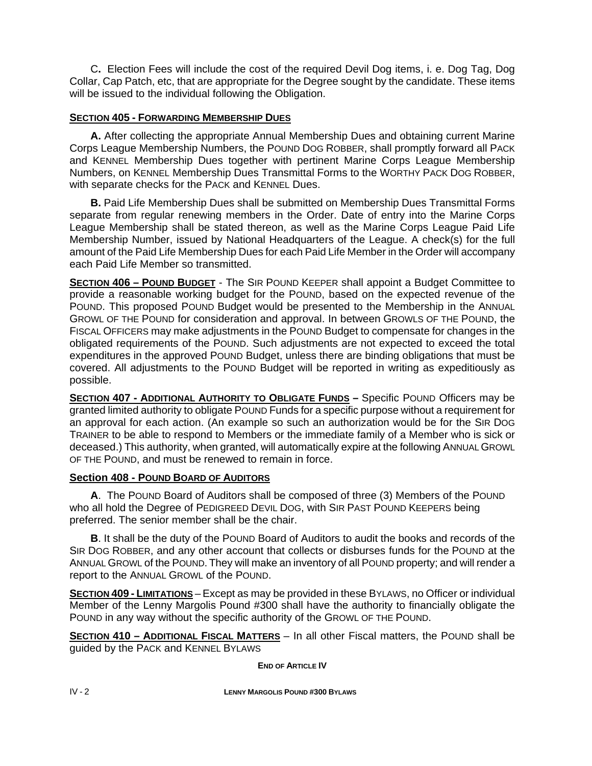C**.** Election Fees will include the cost of the required Devil Dog items, i. e. Dog Tag, Dog Collar, Cap Patch, etc, that are appropriate for the Degree sought by the candidate. These items will be issued to the individual following the Obligation.

### SECTION 405 - FORWARDING MEMBERSHIP DUES

**A.** After collecting the appropriate Annual Membership Dues and obtaining current Marine Corps League Membership Numbers, the POUND DOG ROBBER, shall promptly forward all PACK and KENNEL Membership Dues together with pertinent Marine Corps League Membership Numbers, on KENNEL Membership Dues Transmittal Forms to the WORTHY PACK DOG ROBBER, with separate checks for the PACK and KENNEL Dues.

**B.** Paid Life Membership Dues shall be submitted on Membership Dues Transmittal Forms separate from regular renewing members in the Order. Date of entry into the Marine Corps League Membership shall be stated thereon, as well as the Marine Corps League Paid Life Membership Number, issued by National Headquarters of the League. A check(s) for the full amount of the Paid Life Membership Dues for each Paid Life Member in the Order will accompany each Paid Life Member so transmitted.

**SECTION 406 – POUND BUDGET** - The SIR POUND KEEPER shall appoint a Budget Committee to provide a reasonable working budget for the POUND, based on the expected revenue of the POUND. This proposed POUND Budget would be presented to the Membership in the ANNUAL GROWL OF THE POUND for consideration and approval. In between GROWLS OF THE POUND, the FISCAL OFFICERS may make adjustments in the POUND Budget to compensate for changes in the obligated requirements of the POUND. Such adjustments are not expected to exceed the total expenditures in the approved POUND Budget, unless there are binding obligations that must be covered. All adjustments to the POUND Budget will be reported in writing as expeditiously as possible.

**SECTION 407 - ADDITIONAL AUTHORITY TO OBLIGATE FUNDS –** Specific POUND Officers may be granted limited authority to obligate POUND Funds for a specific purpose without a requirement for an approval for each action. (An example so such an authorization would be for the SIR DOG TRAINER to be able to respond to Members or the immediate family of a Member who is sick or deceased.) This authority, when granted, will automatically expire at the following ANNUAL GROWL OF THE POUND, and must be renewed to remain in force.

### Section 408 - POUND BOARD OF AUDITORS

**A**. The POUND Board of Auditors shall be composed of three (3) Members of the POUND who all hold the Degree of PEDIGREED DEVIL DOG, with SIR PAST POUND KEEPERS being preferred. The senior member shall be the chair.

**B**. It shall be the duty of the POUND Board of Auditors to audit the books and records of the SIR DOG ROBBER, and any other account that collects or disburses funds for the POUND at the ANNUAL GROWL of the POUND. They will make an inventory of all POUND property; and will render a report to the ANNUAL GROWL of the POUND.

**SECTION 409 - LIMITATIONS** – Except as may be provided in these BYLAWS, no Officer or individual Member of the Lenny Margolis Pound #300 shall have the authority to financially obligate the POUND in any way without the specific authority of the GROWL OF THE POUND.

**SECTION 410 – ADDITIONAL FISCAL MATTERS** – In all other Fiscal matters, the POUND shall be guided by the PACK and KENNEL BYLAWS

**END OF ARTICLE IV**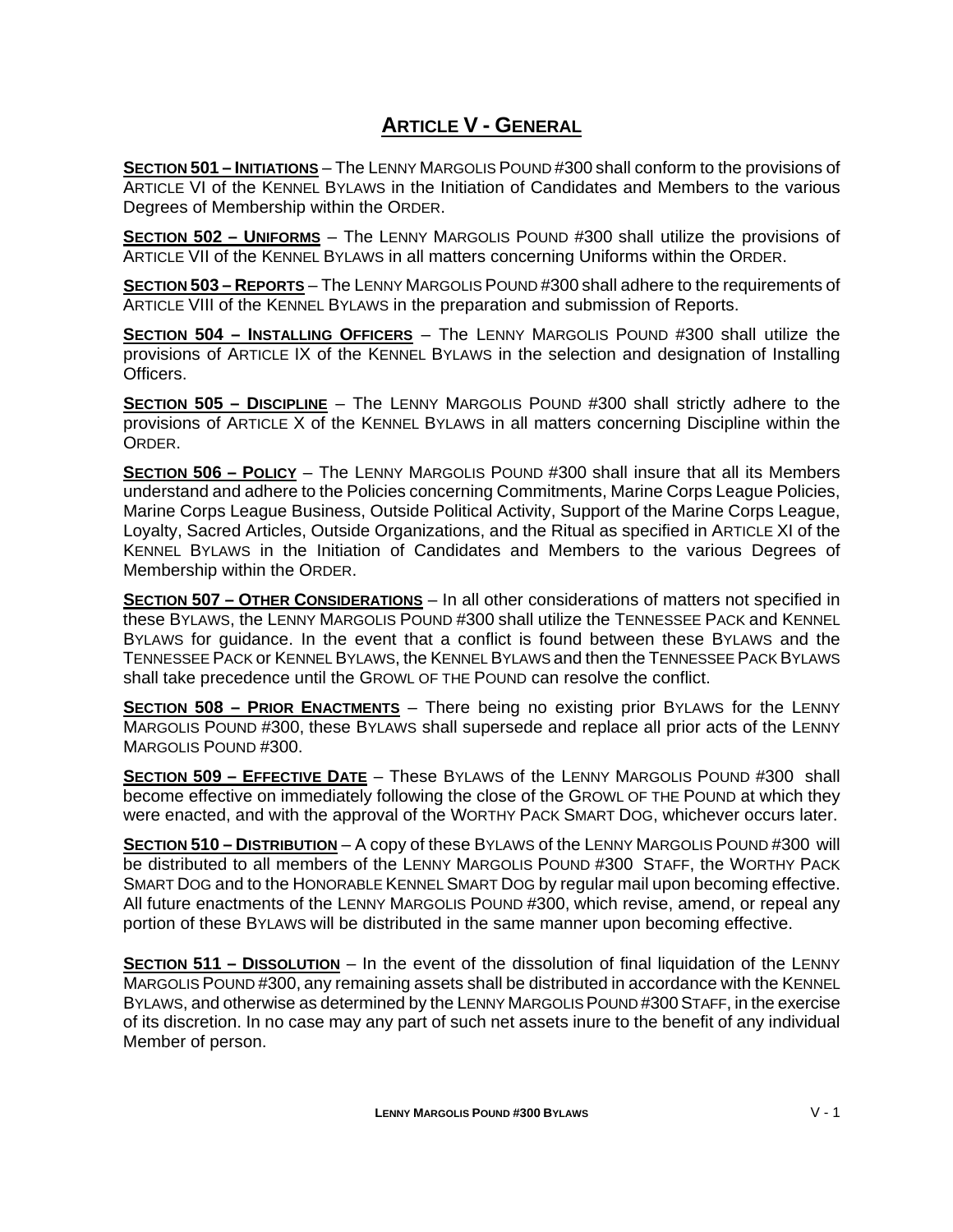# ARTICLE V - GENERAL

**SECTION 501 – INITIATIONS** – The LENNY MARGOLIS POUND #300 shall conform to the provisions of ARTICLE VI of the KENNEL BYLAWS in the Initiation of Candidates and Members to the various Degrees of Membership within the ORDER.

**SECTION 502 – UNIFORMS** – The LENNY MARGOLIS POUND #300 shall utilize the provisions of ARTICLE VII of the KENNEL BYLAWS in all matters concerning Uniforms within the ORDER.

**SECTION 503 – REPORTS** – The LENNY MARGOLIS POUND #300 shall adhere to the requirements of ARTICLE VIII of the KENNEL BYLAWS in the preparation and submission of Reports.

**SECTION 504 – INSTALLING OFFICERS** – The LENNY MARGOLIS POUND #300 shall utilize the provisions of ARTICLE IX of the KENNEL BYLAWS in the selection and designation of Installing Officers.

**SECTION 505 – DISCIPLINE** – The LENNY MARGOLIS POUND #300 shall strictly adhere to the provisions of ARTICLE X of the KENNEL BYLAWS in all matters concerning Discipline within the ORDER.

**SECTION 506 – POLICY** – The LENNY MARGOLIS POUND #300 shall insure that all its Members understand and adhere to the Policies concerning Commitments, Marine Corps League Policies, Marine Corps League Business, Outside Political Activity, Support of the Marine Corps League, Loyalty, Sacred Articles, Outside Organizations, and the Ritual as specified in ARTICLE XI of the KENNEL BYLAWS in the Initiation of Candidates and Members to the various Degrees of Membership within the ORDER.

**SECTION 507 – OTHER CONSIDERATIONS** – In all other considerations of matters not specified in these BYLAWS, the LENNY MARGOLIS POUND #300 shall utilize the TENNESSEE PACK and KENNEL BYLAWS for guidance. In the event that a conflict is found between these BYLAWS and the TENNESSEE PACK or KENNEL BYLAWS, the KENNEL BYLAWS and then the TENNESSEE PACK BYLAWS shall take precedence until the GROWL OF THE POUND can resolve the conflict.

**SECTION 508 – PRIOR ENACTMENTS** – There being no existing prior BYLAWS for the LENNY MARGOLIS POUND #300, these BYLAWS shall supersede and replace all prior acts of the LENNY MARGOLIS POUND #300.

**SECTION 509 – EFFECTIVE DATE** – These BYLAWS of the LENNY MARGOLIS POUND #300 shall become effective on immediately following the close of the GROWL OF THE POUND at which they were enacted, and with the approval of the WORTHY PACK SMART DOG, whichever occurs later.

**SECTION 510 – DISTRIBUTION** – A copy of these BYLAWS of the LENNY MARGOLIS POUND #300 will be distributed to all members of the LENNY MARGOLIS POUND #300 STAFF, the WORTHY PACK SMART DOG and to the HONORABLE KENNEL SMART DOG by regular mail upon becoming effective. All future enactments of the LENNY MARGOLIS POUND #300, which revise, amend, or repeal any portion of these BYLAWS will be distributed in the same manner upon becoming effective.

**SECTION 511 – DISSOLUTION** – In the event of the dissolution of final liquidation of the LENNY MARGOLIS POUND #300, any remaining assets shall be distributed in accordance with the KENNEL BYLAWS, and otherwise as determined by the LENNY MARGOLIS POUND #300 STAFF, in the exercise of its discretion. In no case may any part of such net assets inure to the benefit of any individual Member of person.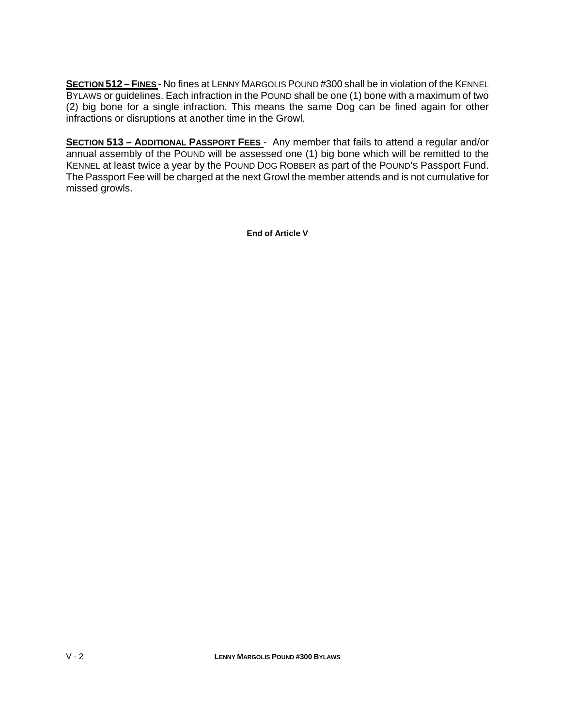**SECTION 512 – FINES** - No fines at LENNY MARGOLIS POUND #300 shall be in violation of the KENNEL BYLAWS or guidelines. Each infraction in the POUND shall be one (1) bone with a maximum of two (2) big bone for a single infraction. This means the same Dog can be fined again for other infractions or disruptions at another time in the Growl.

**SECTION 513 – ADDITIONAL PASSPORT FEES** - Any member that fails to attend a regular and/or annual assembly of the POUND will be assessed one (1) big bone which will be remitted to the KENNEL at least twice a year by the POUND DOG ROBBER as part of the POUND'S Passport Fund. The Passport Fee will be charged at the next Growl the member attends and is not cumulative for missed growls.

**End of Article V**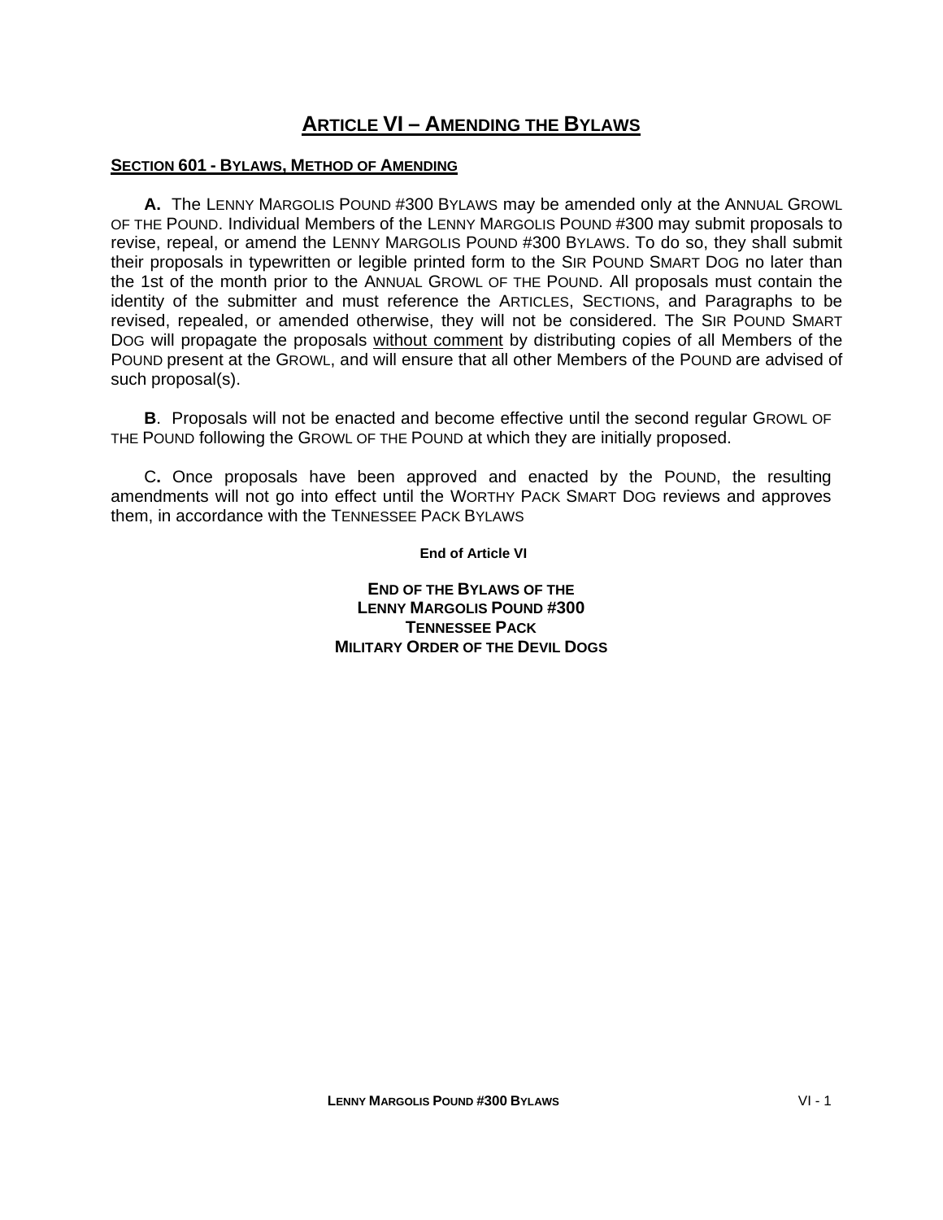# ARTICLE VI – AMENDING THE BYLAWS

## SECTION 601 - BYLAWS, METHOD OF AMENDING

**A.** The LENNY MARGOLIS POUND #300 BYLAWS may be amended only at the ANNUAL GROWL OF THE POUND. Individual Members of the LENNY MARGOLIS POUND #300 may submit proposals to revise, repeal, or amend the LENNY MARGOLIS POUND #300 BYLAWS. To do so, they shall submit their proposals in typewritten or legible printed form to the SIR POUND SMART DOG no later than the 1st of the month prior to the ANNUAL GROWL OF THE POUND. All proposals must contain the identity of the submitter and must reference the ARTICLES, SECTIONS, and Paragraphs to be revised, repealed, or amended otherwise, they will not be considered. The SIR POUND SMART DOG will propagate the proposals without comment by distributing copies of all Members of the POUND present at the GROWL, and will ensure that all other Members of the POUND are advised of such proposal(s).

**B**. Proposals will not be enacted and become effective until the second regular GROWL OF THE POUND following the GROWL OF THE POUND at which they are initially proposed.

C**.** Once proposals have been approved and enacted by the POUND, the resulting amendments will not go into effect until the WORTHY PACK SMART DOG reviews and approves them, in accordance with the TENNESSEE PACK BYLAWS

**End of Article VI**

**END OF THE BYLAWS OF THE**
**LENNY MARGOLIS POUND #300**
**TENNESSEE PACK**
**MILITARY ORDER OF THE DEVIL DOGS**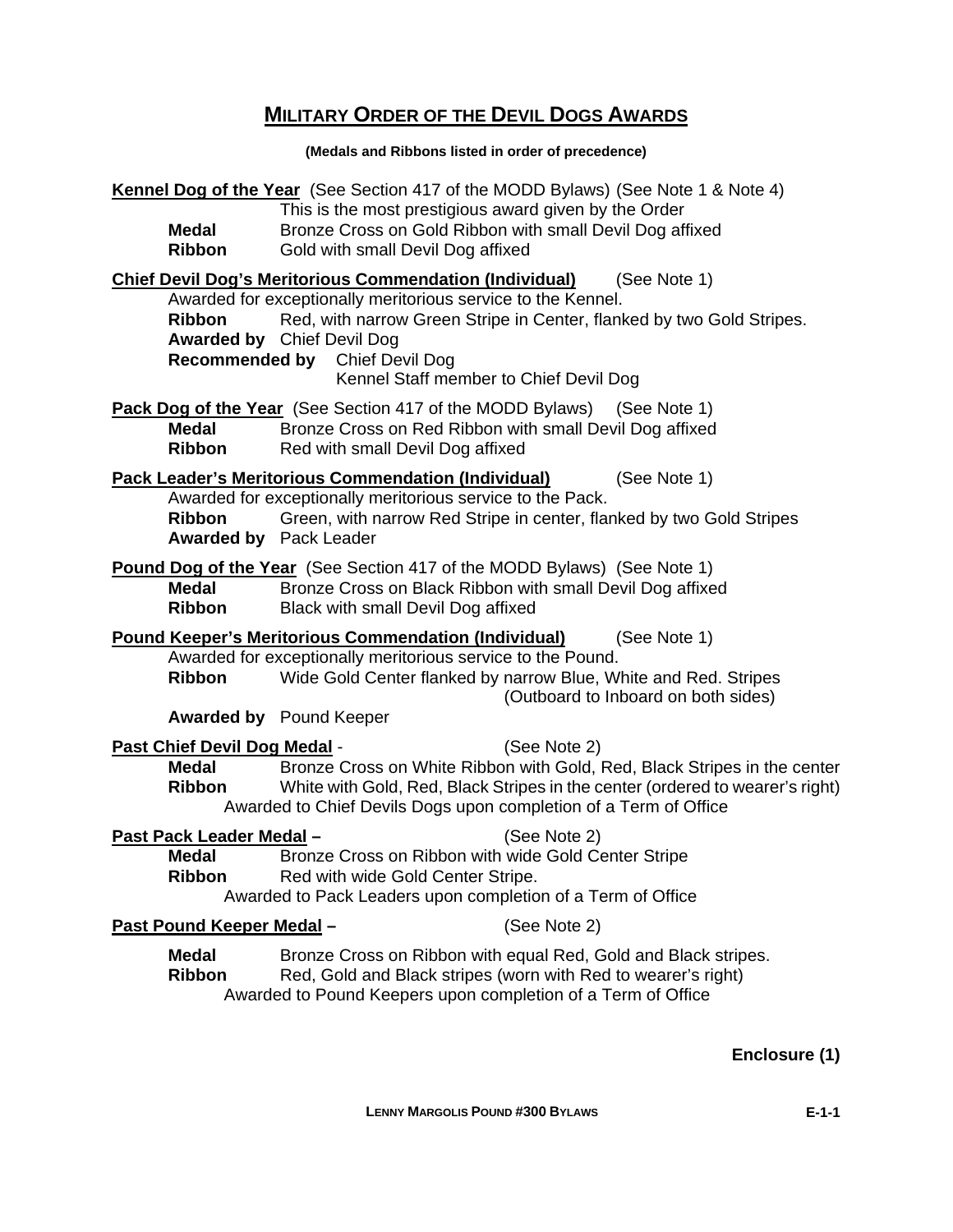# MILITARY ORDER OF THE DEVIL DOGS AWARDS

**(Medals and Ribbons listed in order of precedence)**

**Kennel Dog of the Year** (See Section 417 of the MODD Bylaws) (See Note 1 & Note 4)
This is the most prestigious award given by the Order
**Medal** Bronze Cross on Gold Ribbon with small Devil Dog affixed
**Ribbon** Gold with small Devil Dog affixed

**Chief Devil Dog's Meritorious Commendation (Individual)** (See Note 1)
Awarded for exceptionally meritorious service to the Kennel.
**Ribbon** Red, with narrow Green Stripe in Center, flanked by two Gold Stripes.
**Awarded by** Chief Devil Dog
**Recommended by** Chief Devil Dog
Kennel Staff member to Chief Devil Dog

**Pack Dog of the Year** (See Section 417 of the MODD Bylaws) (See Note 1)
**Medal** Bronze Cross on Red Ribbon with small Devil Dog affixed
**Ribbon** Red with small Devil Dog affixed

**Pack Leader's Meritorious Commendation (Individual)** (See Note 1)
Awarded for exceptionally meritorious service to the Pack.
**Ribbon** Green, with narrow Red Stripe in center, flanked by two Gold Stripes
**Awarded by** Pack Leader

**Pound Dog of the Year** (See Section 417 of the MODD Bylaws) (See Note 1)
**Medal** Bronze Cross on Black Ribbon with small Devil Dog affixed
**Ribbon** Black with small Devil Dog affixed

**Pound Keeper's Meritorious Commendation (Individual)** (See Note 1)
Awarded for exceptionally meritorious service to the Pound.
**Ribbon** Wide Gold Center flanked by narrow Blue, White and Red. Stripes (Outboard to Inboard on both sides)
**Awarded by** Pound Keeper

**Past Chief Devil Dog Medal** - (See Note 2)
**Medal** Bronze Cross on White Ribbon with Gold, Red, Black Stripes in the center
**Ribbon** White with Gold, Red, Black Stripes in the center (ordered to wearer's right)
Awarded to Chief Devils Dogs upon completion of a Term of Office

**Past Pack Leader Medal –** (See Note 2)
**Medal** Bronze Cross on Ribbon with wide Gold Center Stripe
**Ribbon** Red with wide Gold Center Stripe.
Awarded to Pack Leaders upon completion of a Term of Office

**Past Pound Keeper Medal –** (See Note 2)
**Medal** Bronze Cross on Ribbon with equal Red, Gold and Black stripes.
**Ribbon** Red, Gold and Black stripes (worn with Red to wearer's right)
Awarded to Pound Keepers upon completion of a Term of Office

**Enclosure (1)**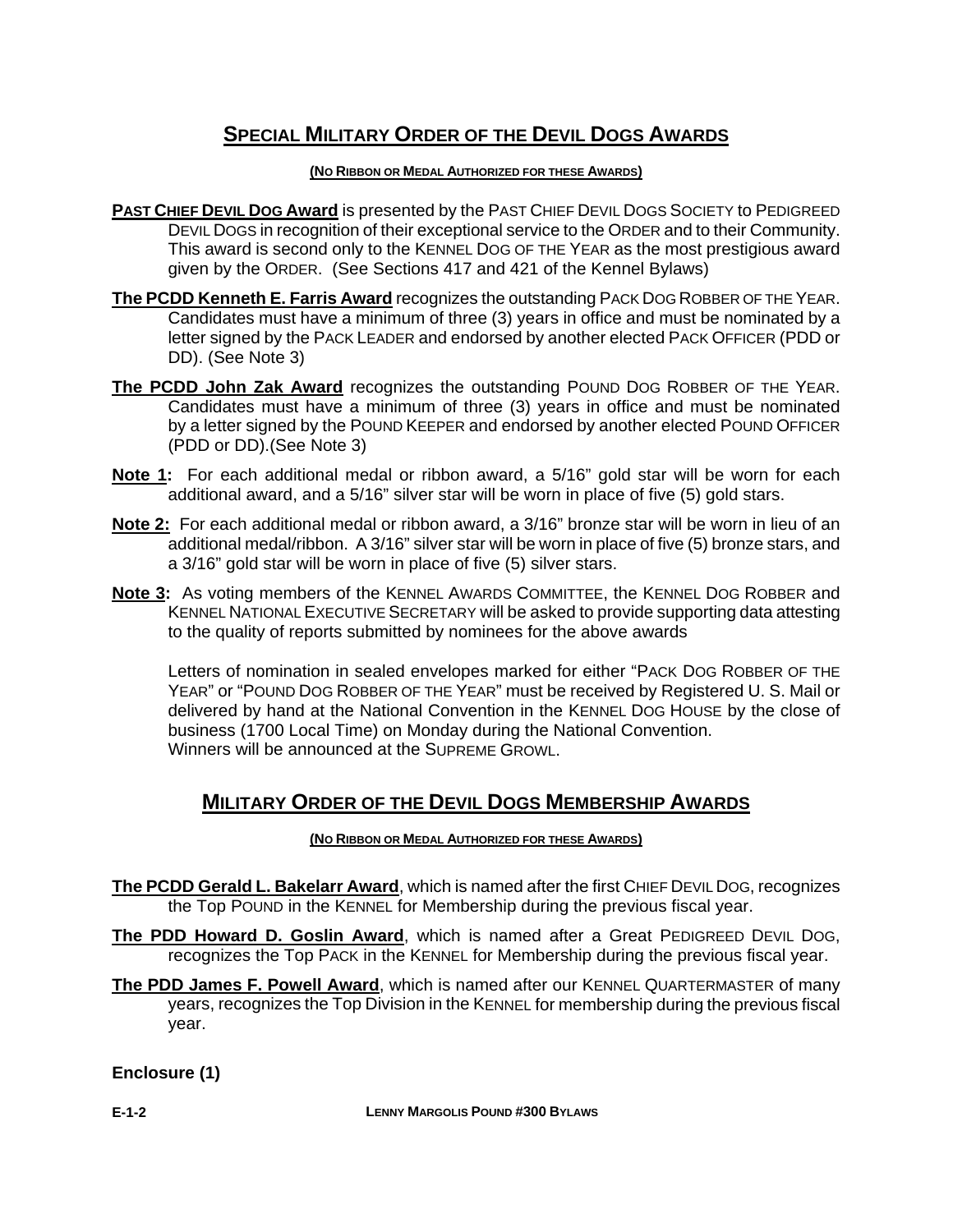## SPECIAL MILITARY ORDER OF THE DEVIL DOGS AWARDS

**(NO RIBBON OR MEDAL AUTHORIZED FOR THESE AWARDS)**

**PAST CHIEF DEVIL DOG Award** is presented by the PAST CHIEF DEVIL DOGS SOCIETY to PEDIGREED DEVIL DOGS in recognition of their exceptional service to the ORDER and to their Community. This award is second only to the KENNEL DOG OF THE YEAR as the most prestigious award given by the ORDER. (See Sections 417 and 421 of the Kennel Bylaws)

**The PCDD Kenneth E. Farris Award** recognizes the outstanding PACK DOG ROBBER OF THE YEAR. Candidates must have a minimum of three (3) years in office and must be nominated by a letter signed by the PACK LEADER and endorsed by another elected PACK OFFICER (PDD or DD). (See Note 3)

**The PCDD John Zak Award** recognizes the outstanding POUND DOG ROBBER OF THE YEAR. Candidates must have a minimum of three (3) years in office and must be nominated by a letter signed by the POUND KEEPER and endorsed by another elected POUND OFFICER (PDD or DD).(See Note 3)

**Note 1:** For each additional medal or ribbon award, a 5/16" gold star will be worn for each additional award, and a 5/16" silver star will be worn in place of five (5) gold stars.

**Note 2:** For each additional medal or ribbon award, a 3/16" bronze star will be worn in lieu of an additional medal/ribbon. A 3/16" silver star will be worn in place of five (5) bronze stars, and a 3/16" gold star will be worn in place of five (5) silver stars.

**Note 3:** As voting members of the KENNEL AWARDS COMMITTEE, the KENNEL DOG ROBBER and KENNEL NATIONAL EXECUTIVE SECRETARY will be asked to provide supporting data attesting to the quality of reports submitted by nominees for the above awards

Letters of nomination in sealed envelopes marked for either "PACK DOG ROBBER OF THE YEAR" or "POUND DOG ROBBER OF THE YEAR" must be received by Registered U. S. Mail or delivered by hand at the National Convention in the KENNEL DOG HOUSE by the close of business (1700 Local Time) on Monday during the National Convention.
Winners will be announced at the SUPREME GROWL.

## MILITARY ORDER OF THE DEVIL DOGS MEMBERSHIP AWARDS

**(NO RIBBON OR MEDAL AUTHORIZED FOR THESE AWARDS)**

**The PCDD Gerald L. Bakelarr Award**, which is named after the first CHIEF DEVIL DOG, recognizes the Top POUND in the KENNEL for Membership during the previous fiscal year.

**The PDD Howard D. Goslin Award**, which is named after a Great PEDIGREED DEVIL DOG, recognizes the Top PACK in the KENNEL for Membership during the previous fiscal year.

**The PDD James F. Powell Award**, which is named after our KENNEL QUARTERMASTER of many years, recognizes the Top Division in the KENNEL for membership during the previous fiscal year.

**Enclosure (1)**